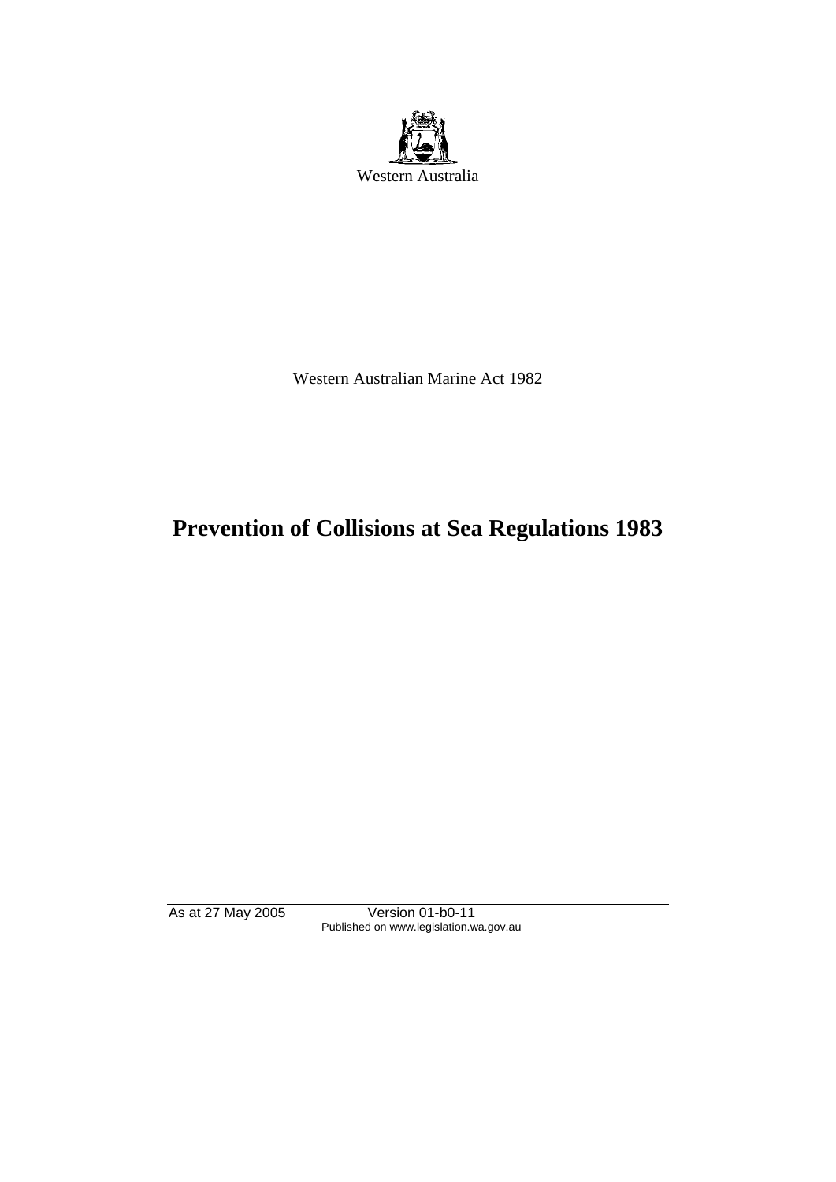Western Australia

Western Australian Marine Act 1982

# Prevention of Collisions at Sea Regulations 1983

As at 27 May 2005 Version 01-b0-11
Published on www.legislation.wa.gov.au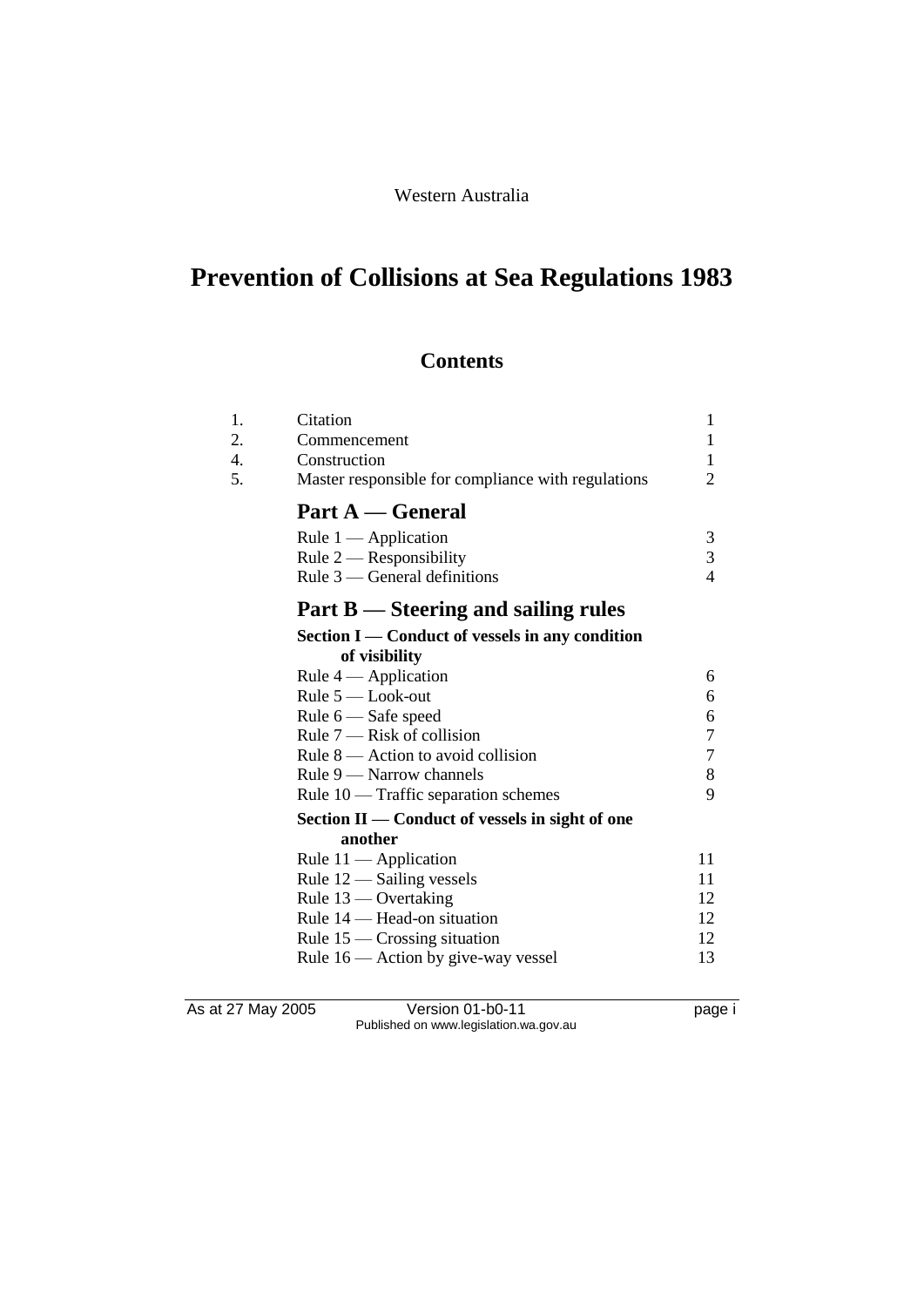Western Australia

# Prevention of Collisions at Sea Regulations 1983

## Contents

| | | |
|---|---|---|
| 1. | Citation | 1 |
| 2. | Commencement | 1 |
| 4. | Construction | 1 |
| 5. | Master responsible for compliance with regulations | 2 |

## Part A — General

| | |
|---|---|
| Rule 1 — Application | 3 |
| Rule 2 — Responsibility | 3 |
| Rule 3 — General definitions | 4 |

## Part B — Steering and sailing rules

### Section I — Conduct of vessels in any condition of visibility

| | |
|---|---|
| Rule 4 — Application | 6 |
| Rule 5 — Look-out | 6 |
| Rule 6 — Safe speed | 6 |
| Rule 7 — Risk of collision | 7 |
| Rule 8 — Action to avoid collision | 7 |
| Rule 9 — Narrow channels | 8 |
| Rule 10 — Traffic separation schemes | 9 |

### Section II — Conduct of vessels in sight of one another

| | |
|---|---|
| Rule 11 — Application | 11 |
| Rule 12 — Sailing vessels | 11 |
| Rule 13 — Overtaking | 12 |
| Rule 14 — Head-on situation | 12 |
| Rule 15 — Crossing situation | 12 |
| Rule 16 — Action by give-way vessel | 13 |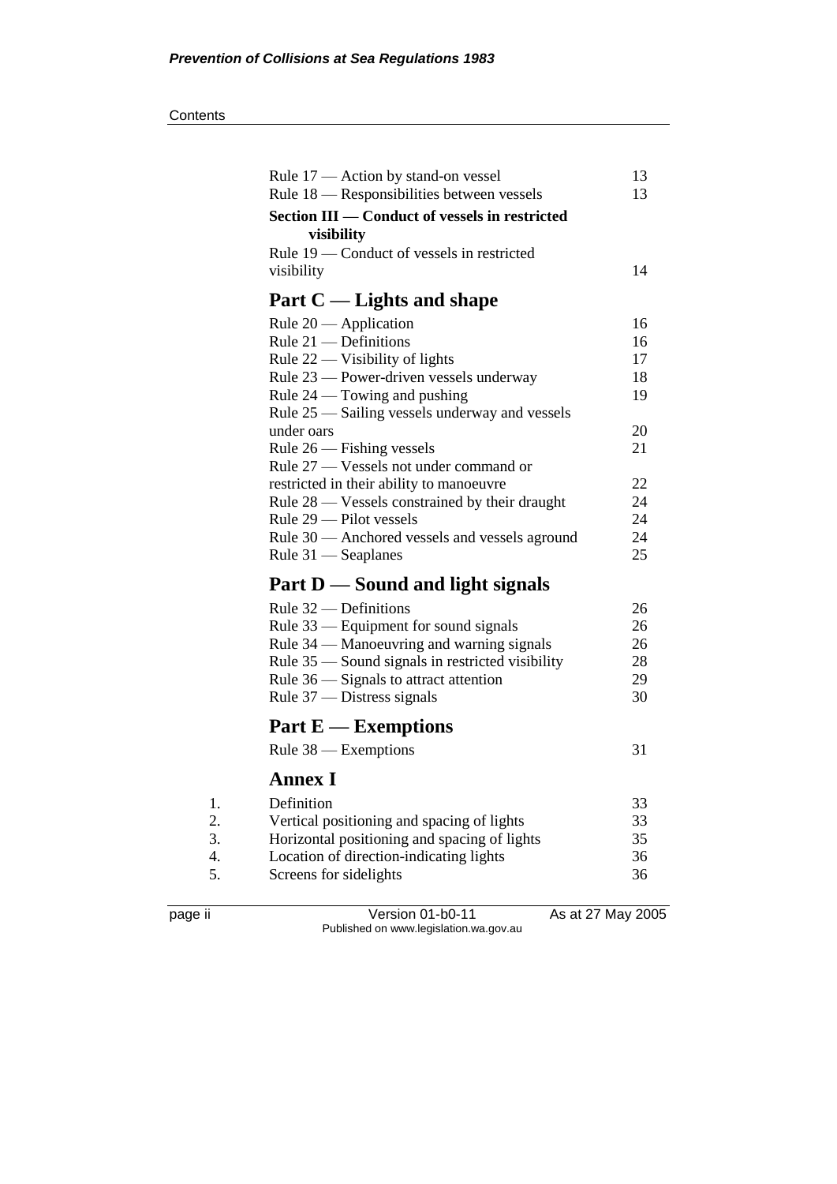| | |
|---|---|
| Rule 17 — Action by stand-on vessel | 13 |
| Rule 18 — Responsibilities between vessels | 13 |
| **Section III — Conduct of vessels in restricted visibility** | |
| Rule 19 — Conduct of vessels in restricted visibility | 14 |

## Part C — Lights and shape

| | |
|---|---|
| Rule 20 — Application | 16 |
| Rule 21 — Definitions | 16 |
| Rule 22 — Visibility of lights | 17 |
| Rule 23 — Power-driven vessels underway | 18 |
| Rule 24 — Towing and pushing | 19 |
| Rule 25 — Sailing vessels underway and vessels under oars | 20 |
| Rule 26 — Fishing vessels | 21 |
| Rule 27 — Vessels not under command or restricted in their ability to manoeuvre | 22 |
| Rule 28 — Vessels constrained by their draught | 24 |
| Rule 29 — Pilot vessels | 24 |
| Rule 30 — Anchored vessels and vessels aground | 24 |
| Rule 31 — Seaplanes | 25 |

## Part D — Sound and light signals

| | |
|---|---|
| Rule 32 — Definitions | 26 |
| Rule 33 — Equipment for sound signals | 26 |
| Rule 34 — Manoeuvring and warning signals | 26 |
| Rule 35 — Sound signals in restricted visibility | 28 |
| Rule 36 — Signals to attract attention | 29 |
| Rule 37 — Distress signals | 30 |

## Part E — Exemptions

| | |
|---|---|
| Rule 38 — Exemptions | 31 |

## Annex I

| | | |
|---|---|---|
| 1. | Definition | 33 |
| 2. | Vertical positioning and spacing of lights | 33 |
| 3. | Horizontal positioning and spacing of lights | 35 |
| 4. | Location of direction-indicating lights | 36 |
| 5. | Screens for sidelights | 36 |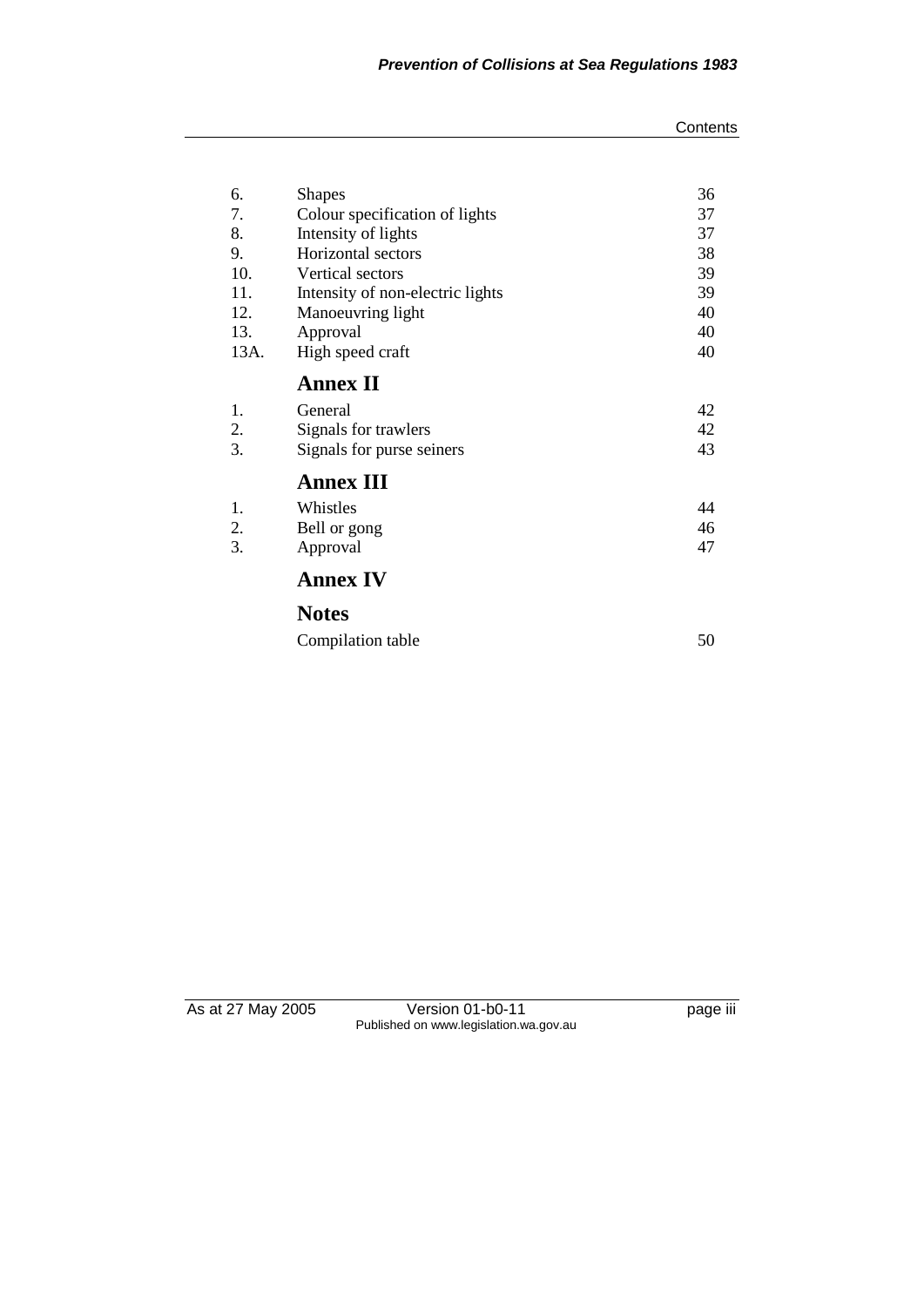| | | |
|---|---|---|
| 6. | Shapes | 36 |
| 7. | Colour specification of lights | 37 |
| 8. | Intensity of lights | 37 |
| 9. | Horizontal sectors | 38 |
| 10. | Vertical sectors | 39 |
| 11. | Intensity of non-electric lights | 39 |
| 12. | Manoeuvring light | 40 |
| 13. | Approval | 40 |
| 13A. | High speed craft | 40 |

## Annex II

| | | |
|---|---|---|
| 1. | General | 42 |
| 2. | Signals for trawlers | 42 |
| 3. | Signals for purse seiners | 43 |

## Annex III

| | | |
|---|---|---|
| 1. | Whistles | 44 |
| 2. | Bell or gong | 46 |
| 3. | Approval | 47 |

## Annex IV

## Notes

| | |
|---|---|
| Compilation table | 50 |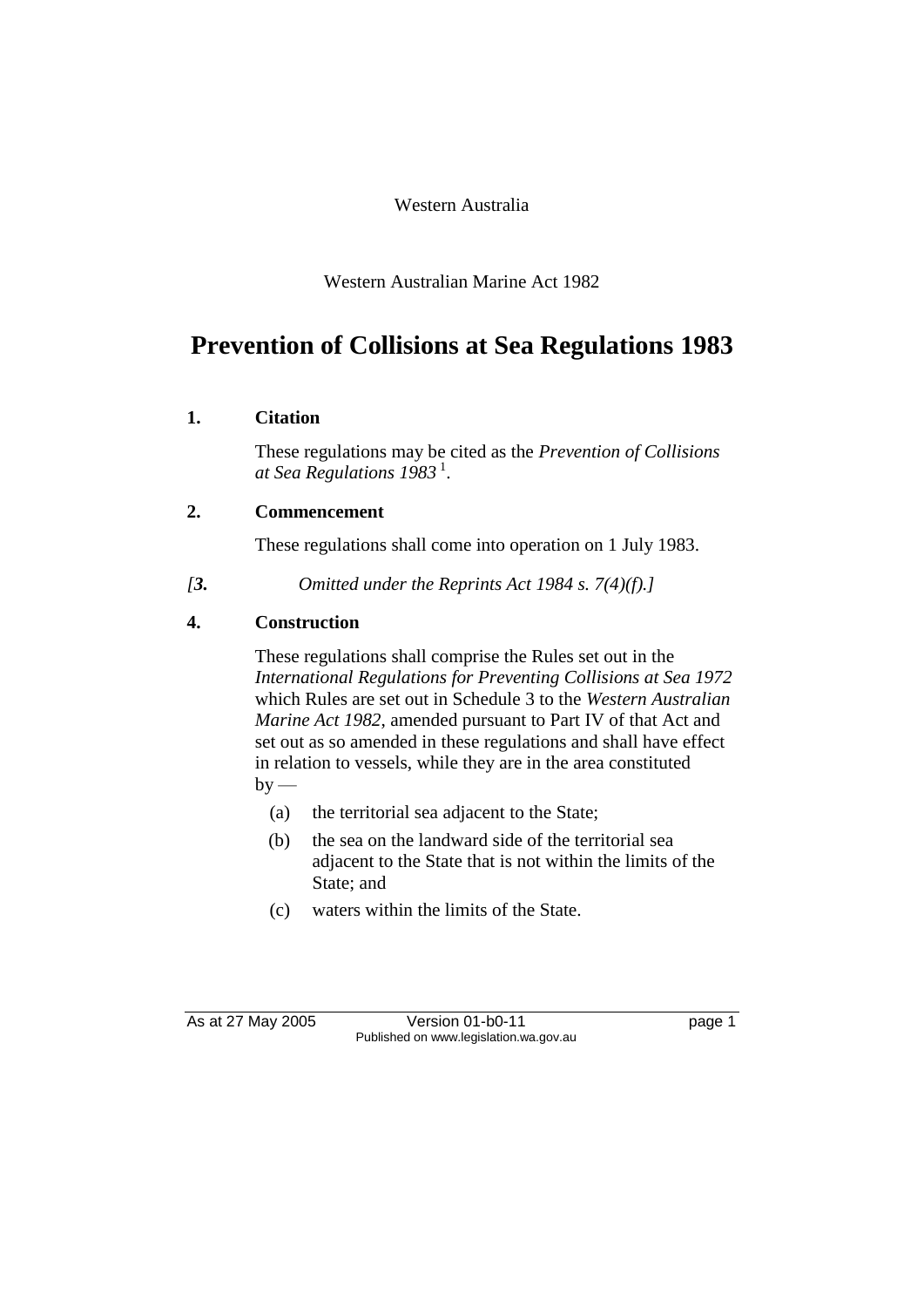Western Australia

Western Australian Marine Act 1982

# Prevention of Collisions at Sea Regulations 1983

## 1. Citation

These regulations may be cited as the *Prevention of Collisions at Sea Regulations 1983* [1].

## 2. Commencement

These regulations shall come into operation on 1 July 1983.

*[**3.** Omitted under the Reprints Act 1984 s. 7(4)(f).]*

## 4. Construction

These regulations shall comprise the Rules set out in the *International Regulations for Preventing Collisions at Sea 1972* which Rules are set out in Schedule 3 to the *Western Australian Marine Act 1982*, amended pursuant to Part IV of that Act and set out as so amended in these regulations and shall have effect in relation to vessels, while they are in the area constituted by —

(a) the territorial sea adjacent to the State;

(b) the sea on the landward side of the territorial sea adjacent to the State that is not within the limits of the State; and

(c) waters within the limits of the State.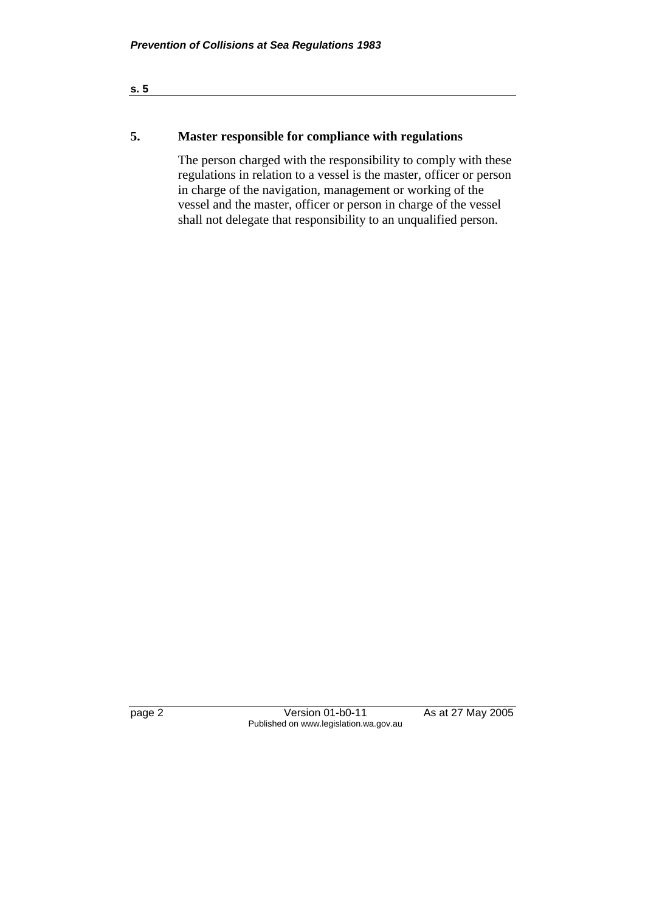## 5. Master responsible for compliance with regulations

The person charged with the responsibility to comply with these regulations in relation to a vessel is the master, officer or person in charge of the navigation, management or working of the vessel and the master, officer or person in charge of the vessel shall not delegate that responsibility to an unqualified person.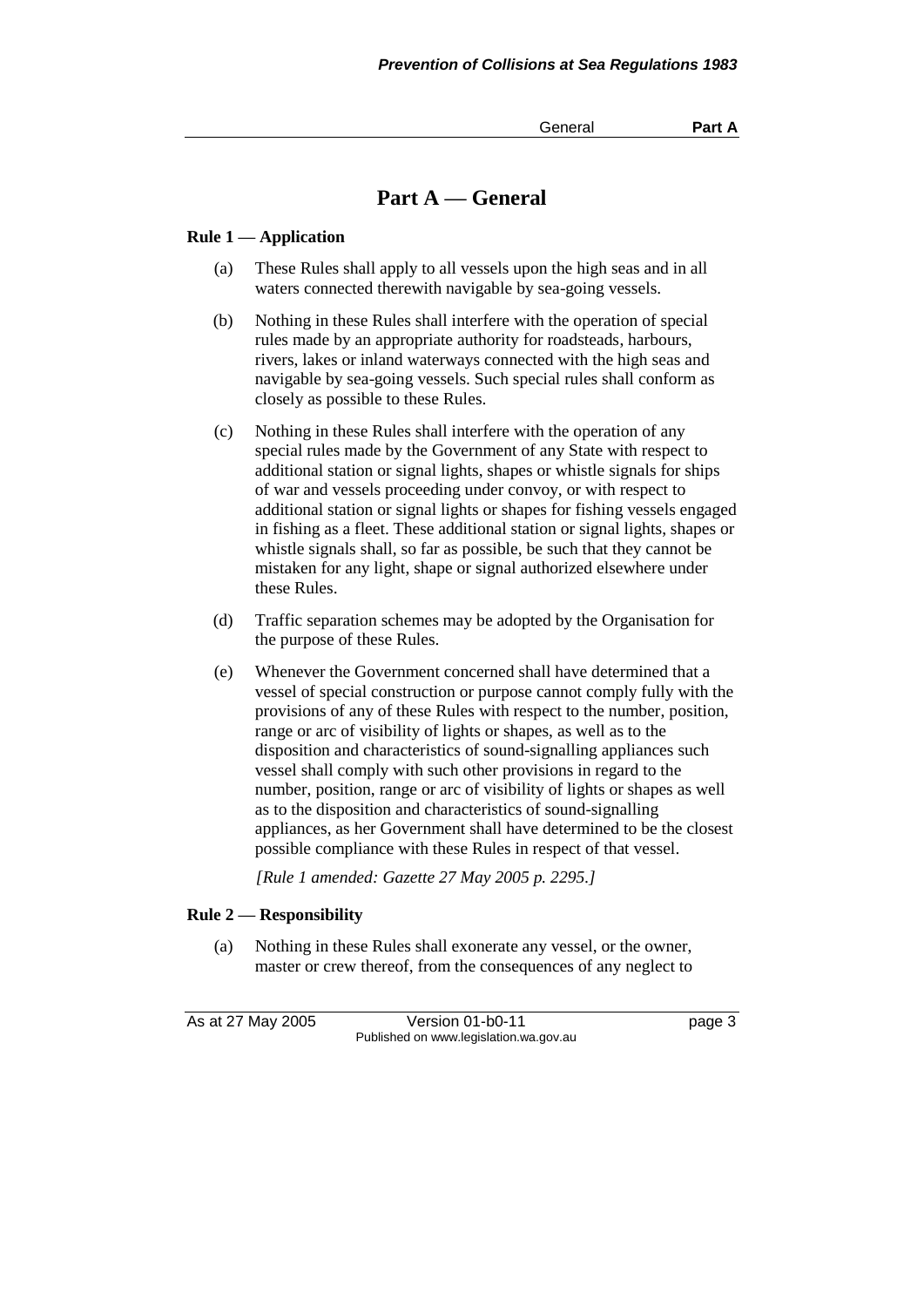# Part A — General

### Rule 1 — Application

(a) These Rules shall apply to all vessels upon the high seas and in all waters connected therewith navigable by sea-going vessels.

(b) Nothing in these Rules shall interfere with the operation of special rules made by an appropriate authority for roadsteads, harbours, rivers, lakes or inland waterways connected with the high seas and navigable by sea-going vessels. Such special rules shall conform as closely as possible to these Rules.

(c) Nothing in these Rules shall interfere with the operation of any special rules made by the Government of any State with respect to additional station or signal lights, shapes or whistle signals for ships of war and vessels proceeding under convoy, or with respect to additional station or signal lights or shapes for fishing vessels engaged in fishing as a fleet. These additional station or signal lights, shapes or whistle signals shall, so far as possible, be such that they cannot be mistaken for any light, shape or signal authorized elsewhere under these Rules.

(d) Traffic separation schemes may be adopted by the Organisation for the purpose of these Rules.

(e) Whenever the Government concerned shall have determined that a vessel of special construction or purpose cannot comply fully with the provisions of any of these Rules with respect to the number, position, range or arc of visibility of lights or shapes, as well as to the disposition and characteristics of sound-signalling appliances such vessel shall comply with such other provisions in regard to the number, position, range or arc of visibility of lights or shapes as well as to the disposition and characteristics of sound-signalling appliances, as her Government shall have determined to be the closest possible compliance with these Rules in respect of that vessel.

*[Rule 1 amended: Gazette 27 May 2005 p. 2295.]*

### Rule 2 — Responsibility

(a) Nothing in these Rules shall exonerate any vessel, or the owner, master or crew thereof, from the consequences of any neglect to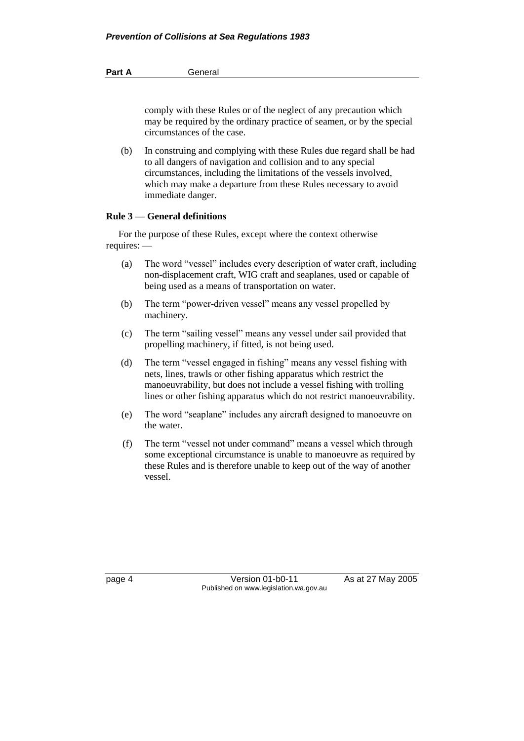comply with these Rules or of the neglect of any precaution which may be required by the ordinary practice of seamen, or by the special circumstances of the case.

(b) In construing and complying with these Rules due regard shall be had to all dangers of navigation and collision and to any special circumstances, including the limitations of the vessels involved, which may make a departure from these Rules necessary to avoid immediate danger.

**Rule 3 — General definitions**

For the purpose of these Rules, except where the context otherwise requires: —

(a) The word "vessel" includes every description of water craft, including non-displacement craft, WIG craft and seaplanes, used or capable of being used as a means of transportation on water.

(b) The term "power-driven vessel" means any vessel propelled by machinery.

(c) The term "sailing vessel" means any vessel under sail provided that propelling machinery, if fitted, is not being used.

(d) The term "vessel engaged in fishing" means any vessel fishing with nets, lines, trawls or other fishing apparatus which restrict the manoeuvrability, but does not include a vessel fishing with trolling lines or other fishing apparatus which do not restrict manoeuvrability.

(e) The word "seaplane" includes any aircraft designed to manoeuvre on the water.

(f) The term "vessel not under command" means a vessel which through some exceptional circumstance is unable to manoeuvre as required by these Rules and is therefore unable to keep out of the way of another vessel.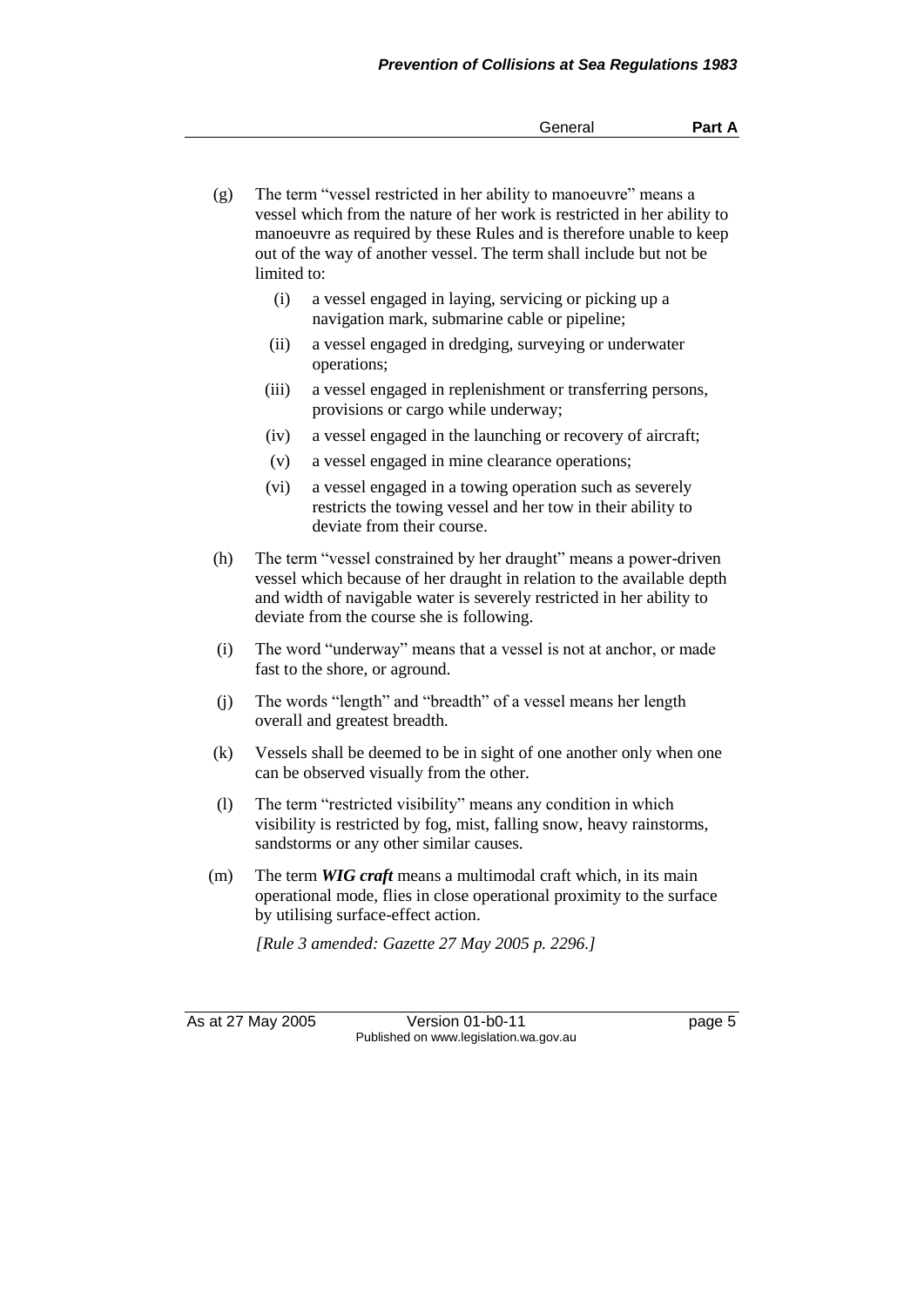(g) The term "vessel restricted in her ability to manoeuvre" means a vessel which from the nature of her work is restricted in her ability to manoeuvre as required by these Rules and is therefore unable to keep out of the way of another vessel. The term shall include but not be limited to:

  (i) a vessel engaged in laying, servicing or picking up a navigation mark, submarine cable or pipeline;

  (ii) a vessel engaged in dredging, surveying or underwater operations;

  (iii) a vessel engaged in replenishment or transferring persons, provisions or cargo while underway;

  (iv) a vessel engaged in the launching or recovery of aircraft;

  (v) a vessel engaged in mine clearance operations;

  (vi) a vessel engaged in a towing operation such as severely restricts the towing vessel and her tow in their ability to deviate from their course.

(h) The term "vessel constrained by her draught" means a power-driven vessel which because of her draught in relation to the available depth and width of navigable water is severely restricted in her ability to deviate from the course she is following.

(i) The word "underway" means that a vessel is not at anchor, or made fast to the shore, or aground.

(j) The words "length" and "breadth" of a vessel means her length overall and greatest breadth.

(k) Vessels shall be deemed to be in sight of one another only when one can be observed visually from the other.

(l) The term "restricted visibility" means any condition in which visibility is restricted by fog, mist, falling snow, heavy rainstorms, sandstorms or any other similar causes.

(m) The term ***WIG craft*** means a multimodal craft which, in its main operational mode, flies in close operational proximity to the surface by utilising surface-effect action.

*[Rule 3 amended: Gazette 27 May 2005 p. 2296.]*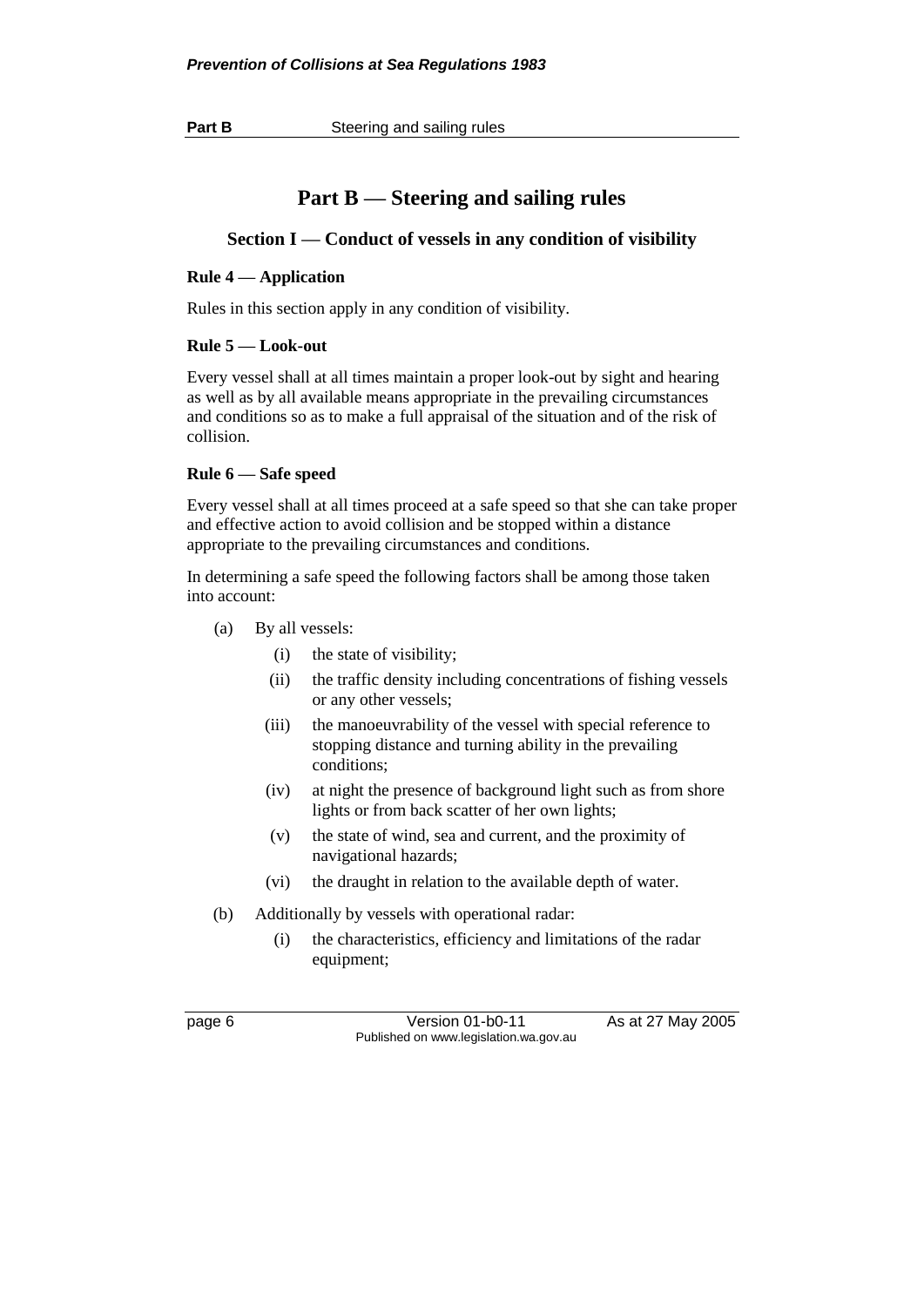# Part B — Steering and sailing rules

## Section I — Conduct of vessels in any condition of visibility

### Rule 4 — Application

Rules in this section apply in any condition of visibility.

### Rule 5 — Look-out

Every vessel shall at all times maintain a proper look-out by sight and hearing as well as by all available means appropriate in the prevailing circumstances and conditions so as to make a full appraisal of the situation and of the risk of collision.

### Rule 6 — Safe speed

Every vessel shall at all times proceed at a safe speed so that she can take proper and effective action to avoid collision and be stopped within a distance appropriate to the prevailing circumstances and conditions.

In determining a safe speed the following factors shall be among those taken into account:

(a) By all vessels:

- (i) the state of visibility;
- (ii) the traffic density including concentrations of fishing vessels or any other vessels;
- (iii) the manoeuvrability of the vessel with special reference to stopping distance and turning ability in the prevailing conditions;
- (iv) at night the presence of background light such as from shore lights or from back scatter of her own lights;
- (v) the state of wind, sea and current, and the proximity of navigational hazards;
- (vi) the draught in relation to the available depth of water.

(b) Additionally by vessels with operational radar:

- (i) the characteristics, efficiency and limitations of the radar equipment;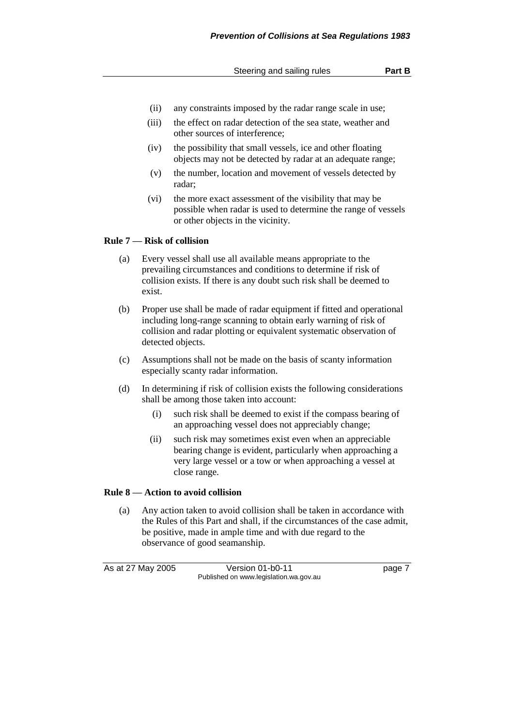(ii) any constraints imposed by the radar range scale in use;

(iii) the effect on radar detection of the sea state, weather and other sources of interference;

(iv) the possibility that small vessels, ice and other floating objects may not be detected by radar at an adequate range;

(v) the number, location and movement of vessels detected by radar;

(vi) the more exact assessment of the visibility that may be possible when radar is used to determine the range of vessels or other objects in the vicinity.

### Rule 7 — Risk of collision

(a) Every vessel shall use all available means appropriate to the prevailing circumstances and conditions to determine if risk of collision exists. If there is any doubt such risk shall be deemed to exist.

(b) Proper use shall be made of radar equipment if fitted and operational including long-range scanning to obtain early warning of risk of collision and radar plotting or equivalent systematic observation of detected objects.

(c) Assumptions shall not be made on the basis of scanty information especially scanty radar information.

(d) In determining if risk of collision exists the following considerations shall be among those taken into account:

(i) such risk shall be deemed to exist if the compass bearing of an approaching vessel does not appreciably change;

(ii) such risk may sometimes exist even when an appreciable bearing change is evident, particularly when approaching a very large vessel or a tow or when approaching a vessel at close range.

### Rule 8 — Action to avoid collision

(a) Any action taken to avoid collision shall be taken in accordance with the Rules of this Part and shall, if the circumstances of the case admit, be positive, made in ample time and with due regard to the observance of good seamanship.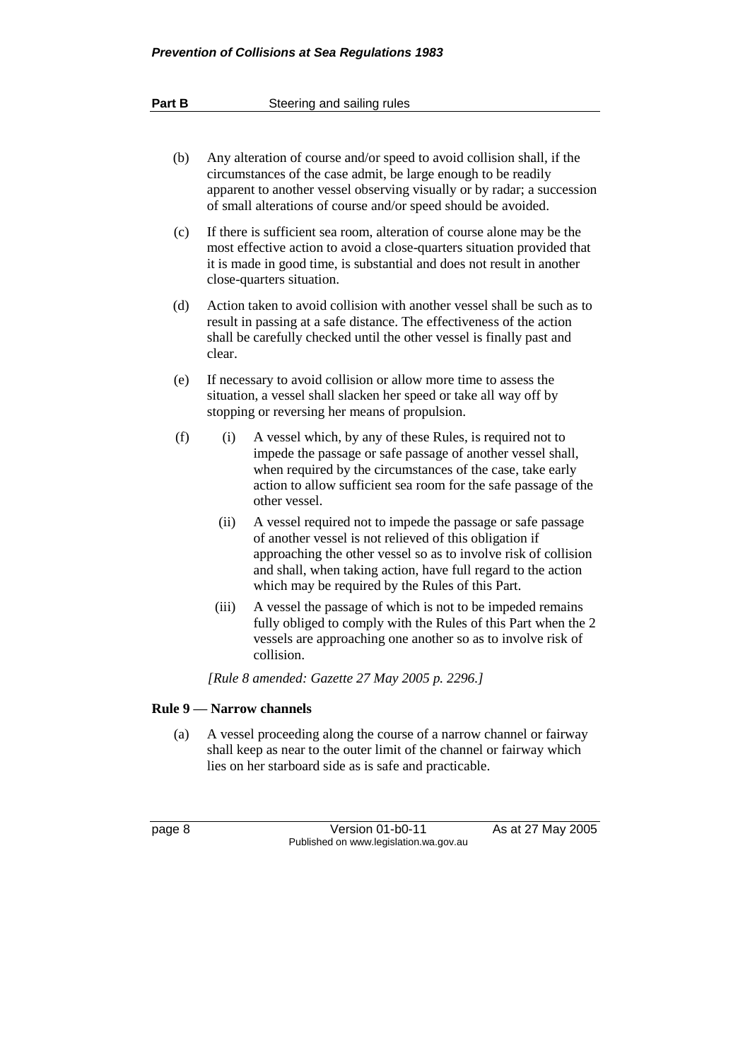(b) Any alteration of course and/or speed to avoid collision shall, if the circumstances of the case admit, be large enough to be readily apparent to another vessel observing visually or by radar; a succession of small alterations of course and/or speed should be avoided.

(c) If there is sufficient sea room, alteration of course alone may be the most effective action to avoid a close-quarters situation provided that it is made in good time, is substantial and does not result in another close-quarters situation.

(d) Action taken to avoid collision with another vessel shall be such as to result in passing at a safe distance. The effectiveness of the action shall be carefully checked until the other vessel is finally past and clear.

(e) If necessary to avoid collision or allow more time to assess the situation, a vessel shall slacken her speed or take all way off by stopping or reversing her means of propulsion.

(f) (i) A vessel which, by any of these Rules, is required not to impede the passage or safe passage of another vessel shall, when required by the circumstances of the case, take early action to allow sufficient sea room for the safe passage of the other vessel.

(ii) A vessel required not to impede the passage or safe passage of another vessel is not relieved of this obligation if approaching the other vessel so as to involve risk of collision and shall, when taking action, have full regard to the action which may be required by the Rules of this Part.

(iii) A vessel the passage of which is not to be impeded remains fully obliged to comply with the Rules of this Part when the 2 vessels are approaching one another so as to involve risk of collision.

*[Rule 8 amended: Gazette 27 May 2005 p. 2296.]*

**Rule 9 — Narrow channels**

(a) A vessel proceeding along the course of a narrow channel or fairway shall keep as near to the outer limit of the channel or fairway which lies on her starboard side as is safe and practicable.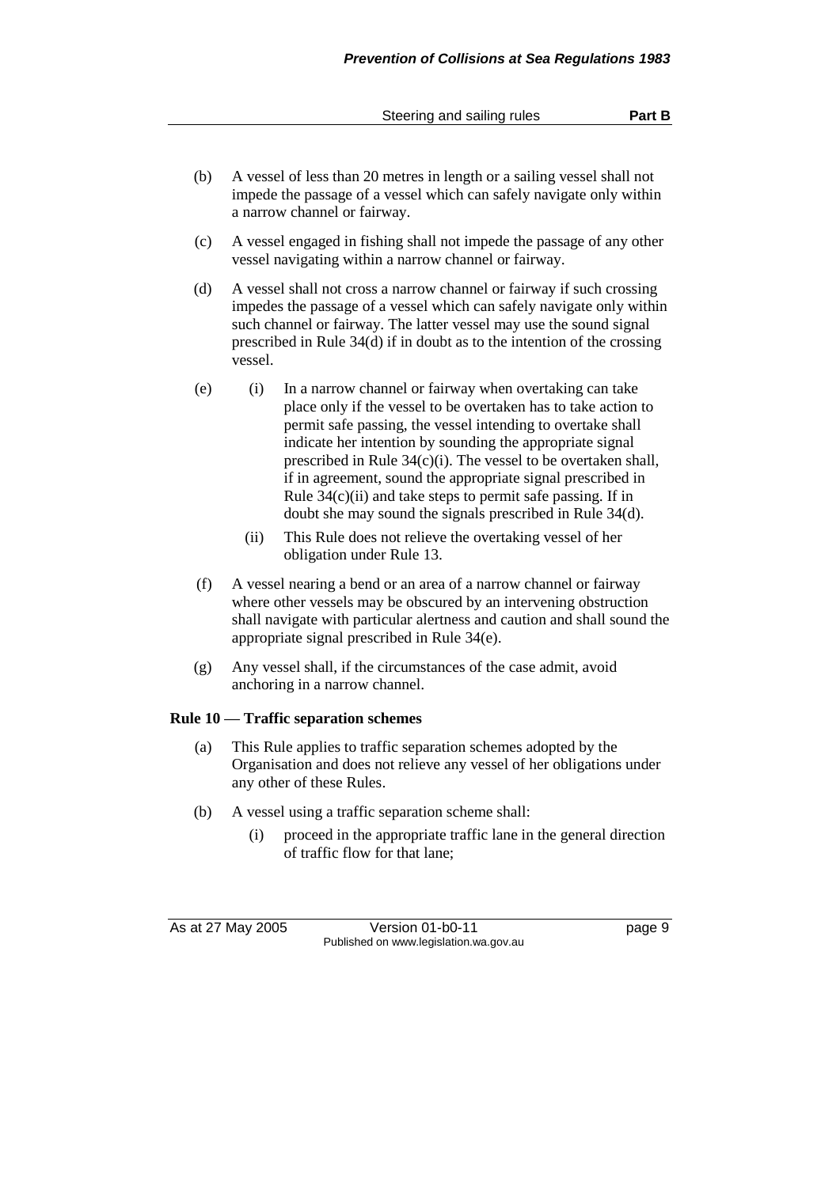(b) A vessel of less than 20 metres in length or a sailing vessel shall not impede the passage of a vessel which can safely navigate only within a narrow channel or fairway.

(c) A vessel engaged in fishing shall not impede the passage of any other vessel navigating within a narrow channel or fairway.

(d) A vessel shall not cross a narrow channel or fairway if such crossing impedes the passage of a vessel which can safely navigate only within such channel or fairway. The latter vessel may use the sound signal prescribed in Rule 34(d) if in doubt as to the intention of the crossing vessel.

(e) (i) In a narrow channel or fairway when overtaking can take place only if the vessel to be overtaken has to take action to permit safe passing, the vessel intending to overtake shall indicate her intention by sounding the appropriate signal prescribed in Rule 34(c)(i). The vessel to be overtaken shall, if in agreement, sound the appropriate signal prescribed in Rule 34(c)(ii) and take steps to permit safe passing. If in doubt she may sound the signals prescribed in Rule 34(d).

(ii) This Rule does not relieve the overtaking vessel of her obligation under Rule 13.

(f) A vessel nearing a bend or an area of a narrow channel or fairway where other vessels may be obscured by an intervening obstruction shall navigate with particular alertness and caution and shall sound the appropriate signal prescribed in Rule 34(e).

(g) Any vessel shall, if the circumstances of the case admit, avoid anchoring in a narrow channel.

**Rule 10 — Traffic separation schemes**

(a) This Rule applies to traffic separation schemes adopted by the Organisation and does not relieve any vessel of her obligations under any other of these Rules.

(b) A vessel using a traffic separation scheme shall:

(i) proceed in the appropriate traffic lane in the general direction of traffic flow for that lane;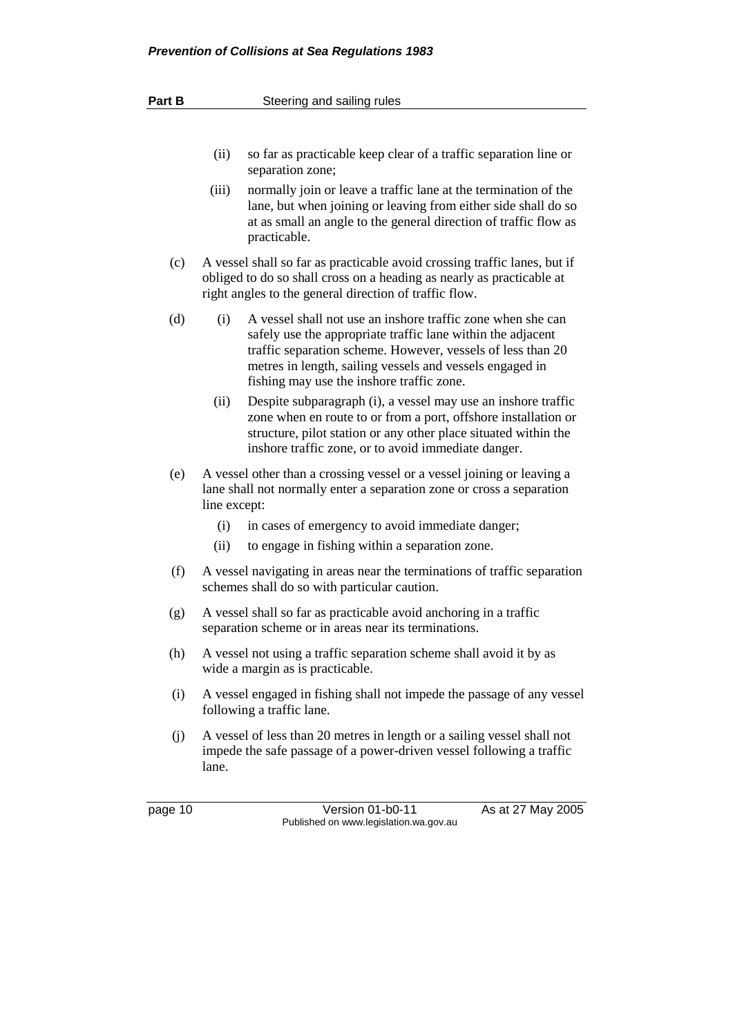(ii) so far as practicable keep clear of a traffic separation line or separation zone;

(iii) normally join or leave a traffic lane at the termination of the lane, but when joining or leaving from either side shall do so at as small an angle to the general direction of traffic flow as practicable.

(c) A vessel shall so far as practicable avoid crossing traffic lanes, but if obliged to do so shall cross on a heading as nearly as practicable at right angles to the general direction of traffic flow.

(d) (i) A vessel shall not use an inshore traffic zone when she can safely use the appropriate traffic lane within the adjacent traffic separation scheme. However, vessels of less than 20 metres in length, sailing vessels and vessels engaged in fishing may use the inshore traffic zone.

(ii) Despite subparagraph (i), a vessel may use an inshore traffic zone when en route to or from a port, offshore installation or structure, pilot station or any other place situated within the inshore traffic zone, or to avoid immediate danger.

(e) A vessel other than a crossing vessel or a vessel joining or leaving a lane shall not normally enter a separation zone or cross a separation line except:

(i) in cases of emergency to avoid immediate danger;

(ii) to engage in fishing within a separation zone.

(f) A vessel navigating in areas near the terminations of traffic separation schemes shall do so with particular caution.

(g) A vessel shall so far as practicable avoid anchoring in a traffic separation scheme or in areas near its terminations.

(h) A vessel not using a traffic separation scheme shall avoid it by as wide a margin as is practicable.

(i) A vessel engaged in fishing shall not impede the passage of any vessel following a traffic lane.

(j) A vessel of less than 20 metres in length or a sailing vessel shall not impede the safe passage of a power-driven vessel following a traffic lane.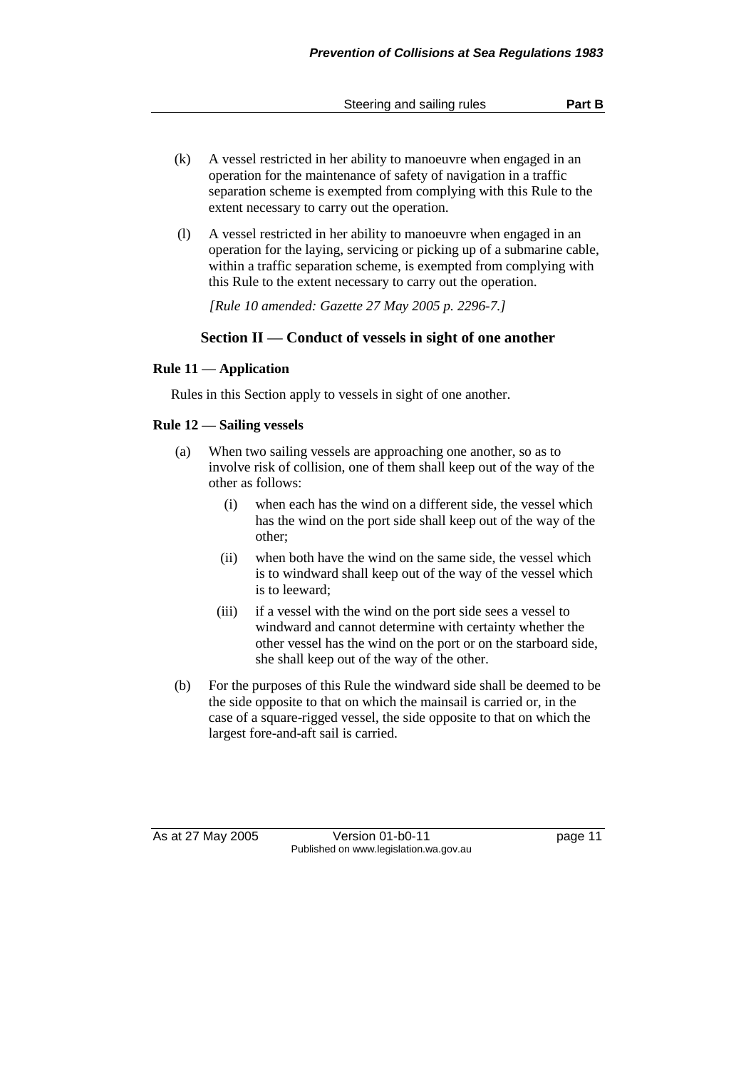(k) A vessel restricted in her ability to manoeuvre when engaged in an operation for the maintenance of safety of navigation in a traffic separation scheme is exempted from complying with this Rule to the extent necessary to carry out the operation.

(l) A vessel restricted in her ability to manoeuvre when engaged in an operation for the laying, servicing or picking up of a submarine cable, within a traffic separation scheme, is exempted from complying with this Rule to the extent necessary to carry out the operation.

*[Rule 10 amended: Gazette 27 May 2005 p. 2296-7.]*

## Section II — Conduct of vessels in sight of one another

### Rule 11 — Application

Rules in this Section apply to vessels in sight of one another.

### Rule 12 — Sailing vessels

(a) When two sailing vessels are approaching one another, so as to involve risk of collision, one of them shall keep out of the way of the other as follows:

- (i) when each has the wind on a different side, the vessel which has the wind on the port side shall keep out of the way of the other;
- (ii) when both have the wind on the same side, the vessel which is to windward shall keep out of the way of the vessel which is to leeward;
- (iii) if a vessel with the wind on the port side sees a vessel to windward and cannot determine with certainty whether the other vessel has the wind on the port or on the starboard side, she shall keep out of the way of the other.

(b) For the purposes of this Rule the windward side shall be deemed to be the side opposite to that on which the mainsail is carried or, in the case of a square-rigged vessel, the side opposite to that on which the largest fore-and-aft sail is carried.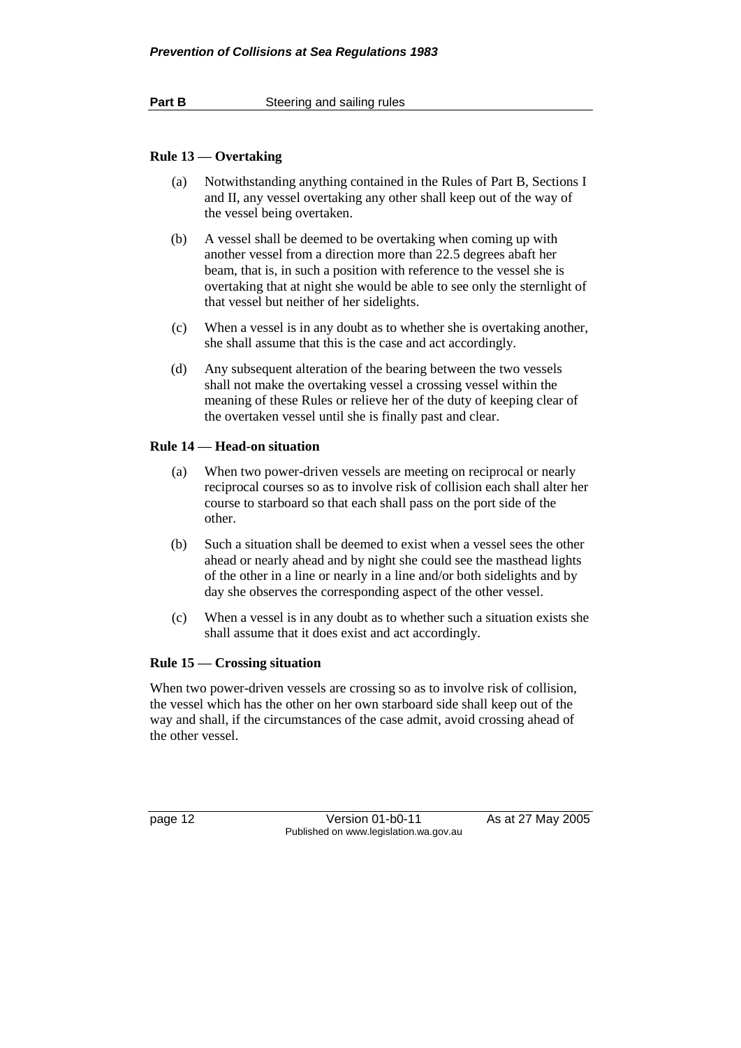#### Rule 13 — Overtaking

(a) Notwithstanding anything contained in the Rules of Part B, Sections I and II, any vessel overtaking any other shall keep out of the way of the vessel being overtaken.

(b) A vessel shall be deemed to be overtaking when coming up with another vessel from a direction more than 22.5 degrees abaft her beam, that is, in such a position with reference to the vessel she is overtaking that at night she would be able to see only the sternlight of that vessel but neither of her sidelights.

(c) When a vessel is in any doubt as to whether she is overtaking another, she shall assume that this is the case and act accordingly.

(d) Any subsequent alteration of the bearing between the two vessels shall not make the overtaking vessel a crossing vessel within the meaning of these Rules or relieve her of the duty of keeping clear of the overtaken vessel until she is finally past and clear.

#### Rule 14 — Head-on situation

(a) When two power-driven vessels are meeting on reciprocal or nearly reciprocal courses so as to involve risk of collision each shall alter her course to starboard so that each shall pass on the port side of the other.

(b) Such a situation shall be deemed to exist when a vessel sees the other ahead or nearly ahead and by night she could see the masthead lights of the other in a line or nearly in a line and/or both sidelights and by day she observes the corresponding aspect of the other vessel.

(c) When a vessel is in any doubt as to whether such a situation exists she shall assume that it does exist and act accordingly.

#### Rule 15 — Crossing situation

When two power-driven vessels are crossing so as to involve risk of collision, the vessel which has the other on her own starboard side shall keep out of the way and shall, if the circumstances of the case admit, avoid crossing ahead of the other vessel.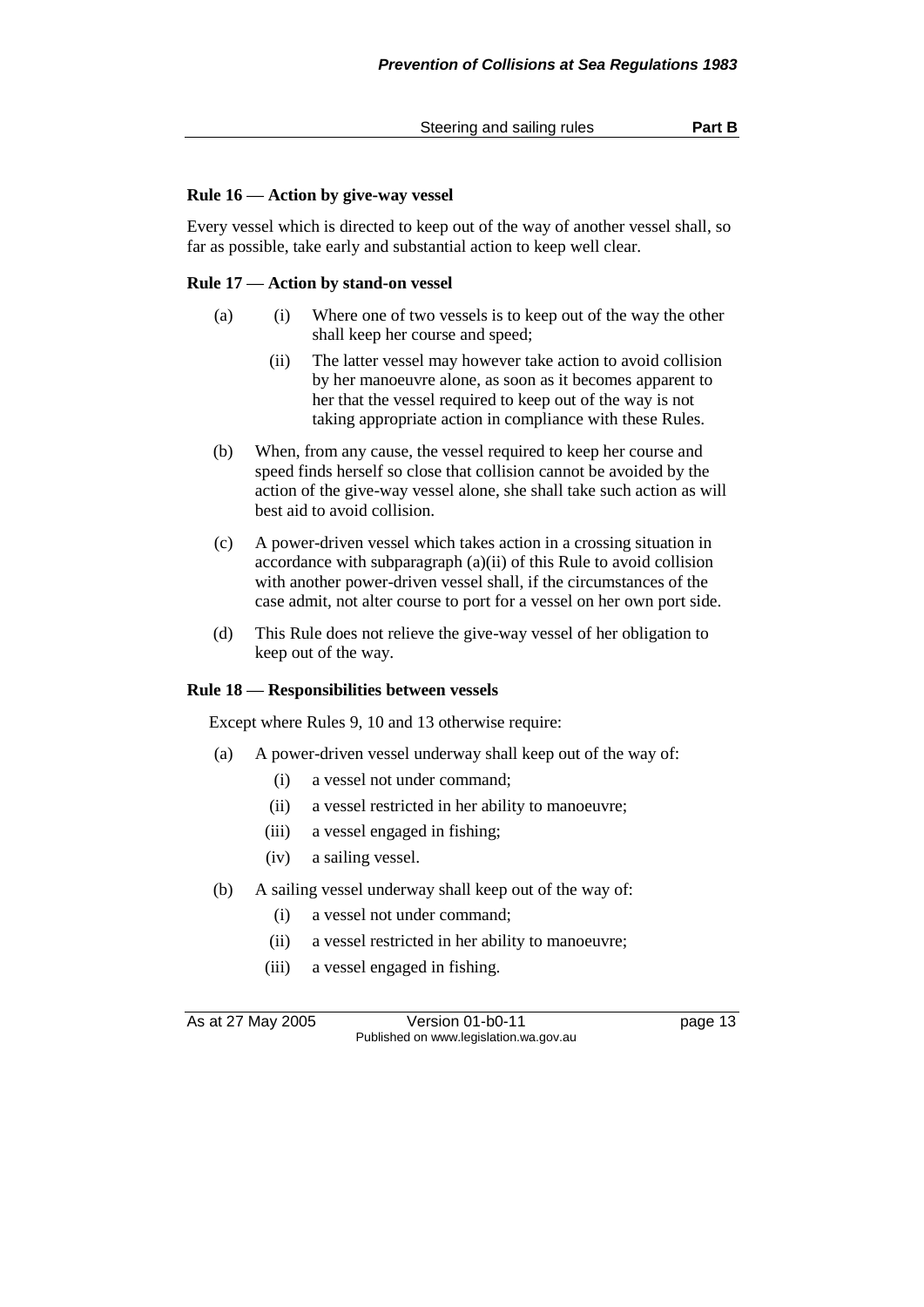### Rule 16 — Action by give-way vessel

Every vessel which is directed to keep out of the way of another vessel shall, so far as possible, take early and substantial action to keep well clear.

### Rule 17 — Action by stand-on vessel

(a) (i) Where one of two vessels is to keep out of the way the other shall keep her course and speed;

(ii) The latter vessel may however take action to avoid collision by her manoeuvre alone, as soon as it becomes apparent to her that the vessel required to keep out of the way is not taking appropriate action in compliance with these Rules.

(b) When, from any cause, the vessel required to keep her course and speed finds herself so close that collision cannot be avoided by the action of the give-way vessel alone, she shall take such action as will best aid to avoid collision.

(c) A power-driven vessel which takes action in a crossing situation in accordance with subparagraph (a)(ii) of this Rule to avoid collision with another power-driven vessel shall, if the circumstances of the case admit, not alter course to port for a vessel on her own port side.

(d) This Rule does not relieve the give-way vessel of her obligation to keep out of the way.

### Rule 18 — Responsibilities between vessels

Except where Rules 9, 10 and 13 otherwise require:

(a) A power-driven vessel underway shall keep out of the way of:

(i) a vessel not under command;

(ii) a vessel restricted in her ability to manoeuvre;

(iii) a vessel engaged in fishing;

(iv) a sailing vessel.

(b) A sailing vessel underway shall keep out of the way of:

(i) a vessel not under command;

(ii) a vessel restricted in her ability to manoeuvre;

(iii) a vessel engaged in fishing.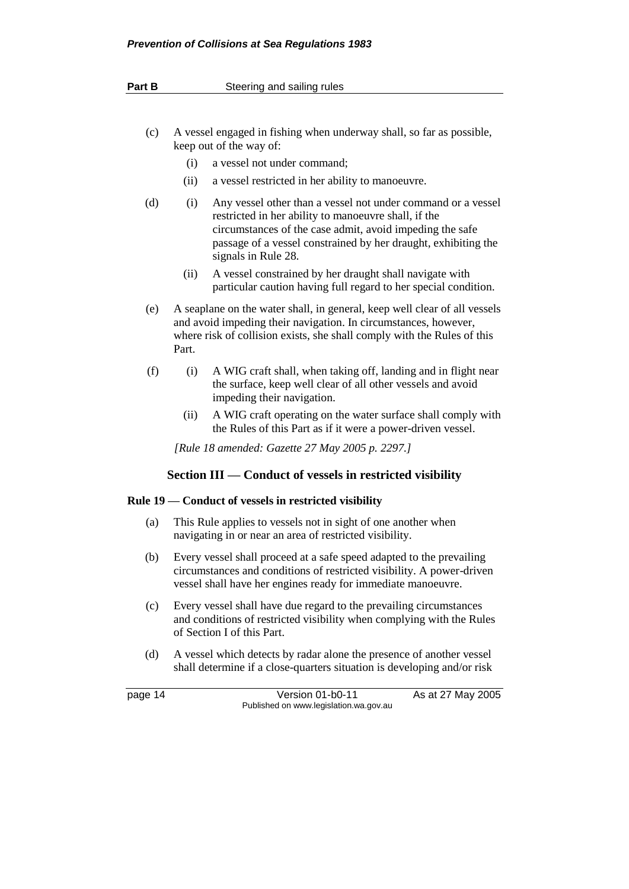(c) A vessel engaged in fishing when underway shall, so far as possible, keep out of the way of:

   (i) a vessel not under command;

   (ii) a vessel restricted in her ability to manoeuvre.

(d) (i) Any vessel other than a vessel not under command or a vessel restricted in her ability to manoeuvre shall, if the circumstances of the case admit, avoid impeding the safe passage of a vessel constrained by her draught, exhibiting the signals in Rule 28.

   (ii) A vessel constrained by her draught shall navigate with particular caution having full regard to her special condition.

(e) A seaplane on the water shall, in general, keep well clear of all vessels and avoid impeding their navigation. In circumstances, however, where risk of collision exists, she shall comply with the Rules of this Part.

(f) (i) A WIG craft shall, when taking off, landing and in flight near the surface, keep well clear of all other vessels and avoid impeding their navigation.

   (ii) A WIG craft operating on the water surface shall comply with the Rules of this Part as if it were a power-driven vessel.

*[Rule 18 amended: Gazette 27 May 2005 p. 2297.]*

## Section III — Conduct of vessels in restricted visibility

### Rule 19 — Conduct of vessels in restricted visibility

(a) This Rule applies to vessels not in sight of one another when navigating in or near an area of restricted visibility.

(b) Every vessel shall proceed at a safe speed adapted to the prevailing circumstances and conditions of restricted visibility. A power-driven vessel shall have her engines ready for immediate manoeuvre.

(c) Every vessel shall have due regard to the prevailing circumstances and conditions of restricted visibility when complying with the Rules of Section I of this Part.

(d) A vessel which detects by radar alone the presence of another vessel shall determine if a close-quarters situation is developing and/or risk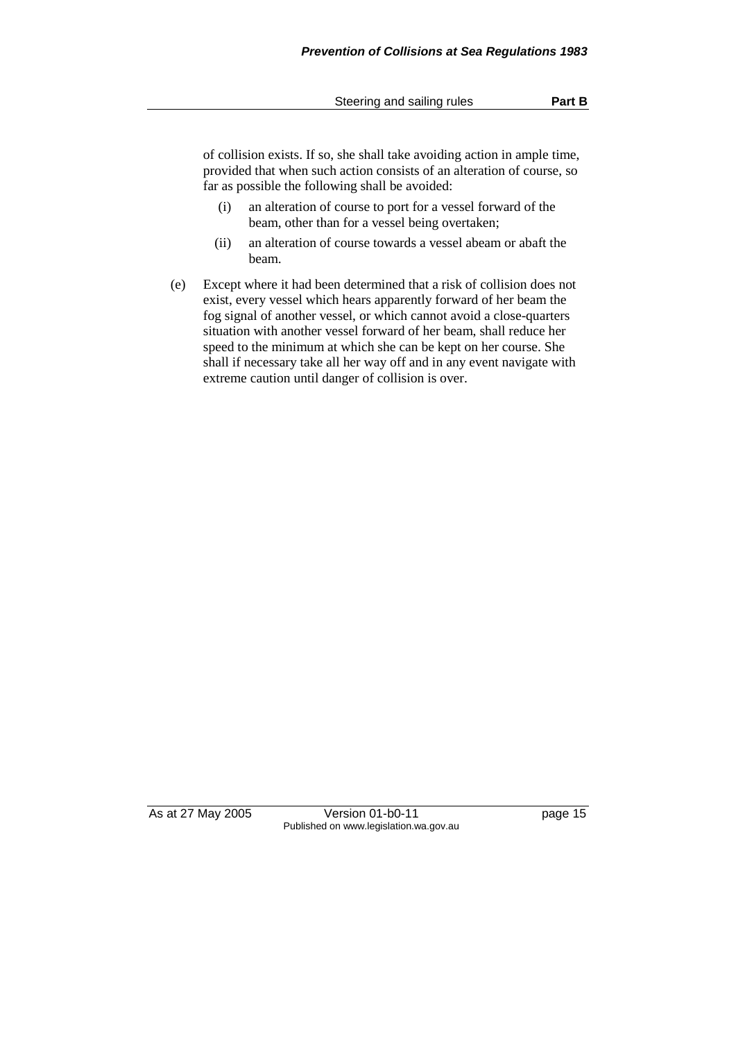of collision exists. If so, she shall take avoiding action in ample time, provided that when such action consists of an alteration of course, so far as possible the following shall be avoided:

- (i) an alteration of course to port for a vessel forward of the beam, other than for a vessel being overtaken;
- (ii) an alteration of course towards a vessel abeam or abaft the beam.

(e) Except where it had been determined that a risk of collision does not exist, every vessel which hears apparently forward of her beam the fog signal of another vessel, or which cannot avoid a close-quarters situation with another vessel forward of her beam, shall reduce her speed to the minimum at which she can be kept on her course. She shall if necessary take all her way off and in any event navigate with extreme caution until danger of collision is over.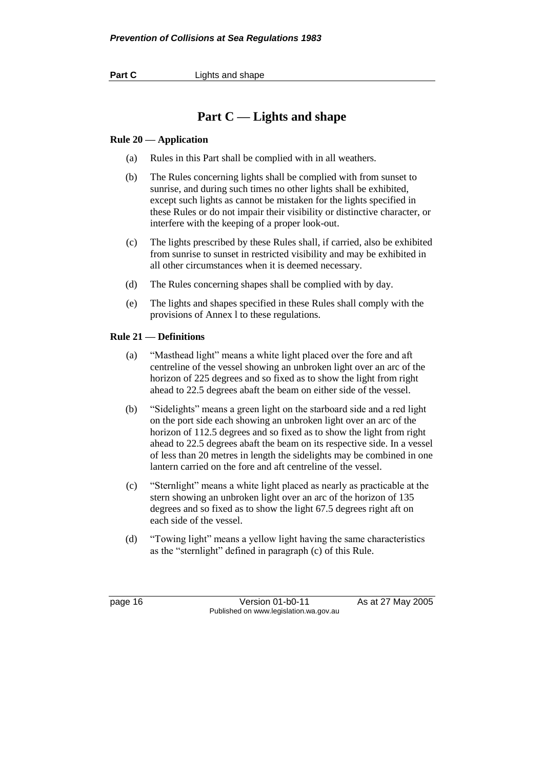# Part C — Lights and shape

## Rule 20 — Application

(a) Rules in this Part shall be complied with in all weathers.

(b) The Rules concerning lights shall be complied with from sunset to sunrise, and during such times no other lights shall be exhibited, except such lights as cannot be mistaken for the lights specified in these Rules or do not impair their visibility or distinctive character, or interfere with the keeping of a proper look-out.

(c) The lights prescribed by these Rules shall, if carried, also be exhibited from sunrise to sunset in restricted visibility and may be exhibited in all other circumstances when it is deemed necessary.

(d) The Rules concerning shapes shall be complied with by day.

(e) The lights and shapes specified in these Rules shall comply with the provisions of Annex l to these regulations.

## Rule 21 — Definitions

(a) "Masthead light" means a white light placed over the fore and aft centreline of the vessel showing an unbroken light over an arc of the horizon of 225 degrees and so fixed as to show the light from right ahead to 22.5 degrees abaft the beam on either side of the vessel.

(b) "Sidelights" means a green light on the starboard side and a red light on the port side each showing an unbroken light over an arc of the horizon of 112.5 degrees and so fixed as to show the light from right ahead to 22.5 degrees abaft the beam on its respective side. In a vessel of less than 20 metres in length the sidelights may be combined in one lantern carried on the fore and aft centreline of the vessel.

(c) "Sternlight" means a white light placed as nearly as practicable at the stern showing an unbroken light over an arc of the horizon of 135 degrees and so fixed as to show the light 67.5 degrees right aft on each side of the vessel.

(d) "Towing light" means a yellow light having the same characteristics as the "sternlight" defined in paragraph (c) of this Rule.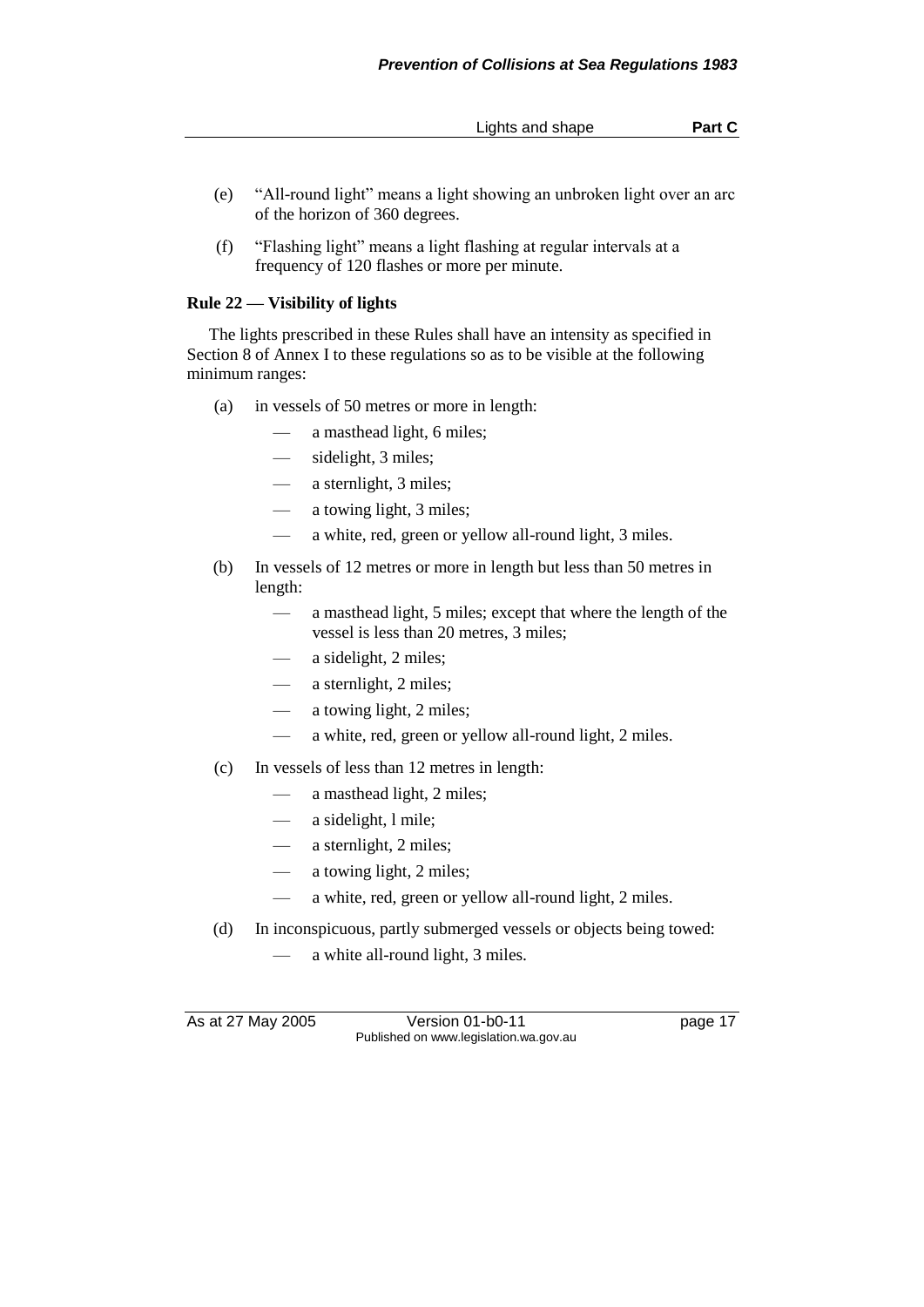(e) "All-round light" means a light showing an unbroken light over an arc of the horizon of 360 degrees.

(f) "Flashing light" means a light flashing at regular intervals at a frequency of 120 flashes or more per minute.

**Rule 22 — Visibility of lights**

The lights prescribed in these Rules shall have an intensity as specified in Section 8 of Annex I to these regulations so as to be visible at the following minimum ranges:

(a) in vessels of 50 metres or more in length:

- a masthead light, 6 miles;
- sidelight, 3 miles;
- a sternlight, 3 miles;
- a towing light, 3 miles;
- a white, red, green or yellow all-round light, 3 miles.

(b) In vessels of 12 metres or more in length but less than 50 metres in length:

- a masthead light, 5 miles; except that where the length of the vessel is less than 20 metres, 3 miles;
- a sidelight, 2 miles;
- a sternlight, 2 miles;
- a towing light, 2 miles;
- a white, red, green or yellow all-round light, 2 miles.

(c) In vessels of less than 12 metres in length:

- a masthead light, 2 miles;
- a sidelight, l mile;
- a sternlight, 2 miles;
- a towing light, 2 miles;
- a white, red, green or yellow all-round light, 2 miles.

(d) In inconspicuous, partly submerged vessels or objects being towed:

- a white all-round light, 3 miles.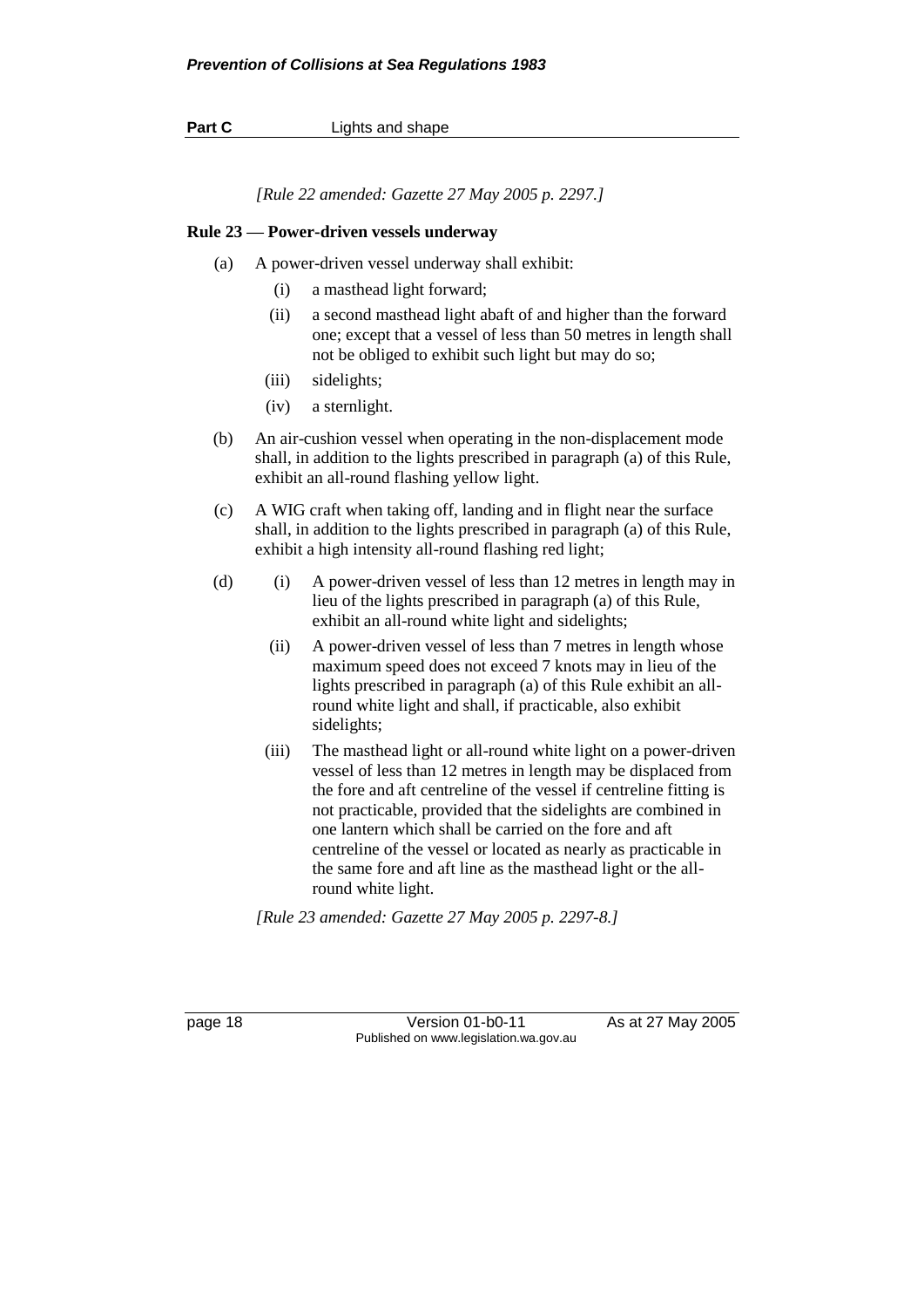*[Rule 22 amended: Gazette 27 May 2005 p. 2297.]*

**Rule 23 — Power-driven vessels underway**

(a) A power-driven vessel underway shall exhibit:

  (i) a masthead light forward;

  (ii) a second masthead light abaft of and higher than the forward one; except that a vessel of less than 50 metres in length shall not be obliged to exhibit such light but may do so;

  (iii) sidelights;

  (iv) a sternlight.

(b) An air-cushion vessel when operating in the non-displacement mode shall, in addition to the lights prescribed in paragraph (a) of this Rule, exhibit an all-round flashing yellow light.

(c) A WIG craft when taking off, landing and in flight near the surface shall, in addition to the lights prescribed in paragraph (a) of this Rule, exhibit a high intensity all-round flashing red light;

(d) (i) A power-driven vessel of less than 12 metres in length may in lieu of the lights prescribed in paragraph (a) of this Rule, exhibit an all-round white light and sidelights;

  (ii) A power-driven vessel of less than 7 metres in length whose maximum speed does not exceed 7 knots may in lieu of the lights prescribed in paragraph (a) of this Rule exhibit an all-round white light and shall, if practicable, also exhibit sidelights;

  (iii) The masthead light or all-round white light on a power-driven vessel of less than 12 metres in length may be displaced from the fore and aft centreline of the vessel if centreline fitting is not practicable, provided that the sidelights are combined in one lantern which shall be carried on the fore and aft centreline of the vessel or located as nearly as practicable in the same fore and aft line as the masthead light or the all-round white light.

*[Rule 23 amended: Gazette 27 May 2005 p. 2297-8.]*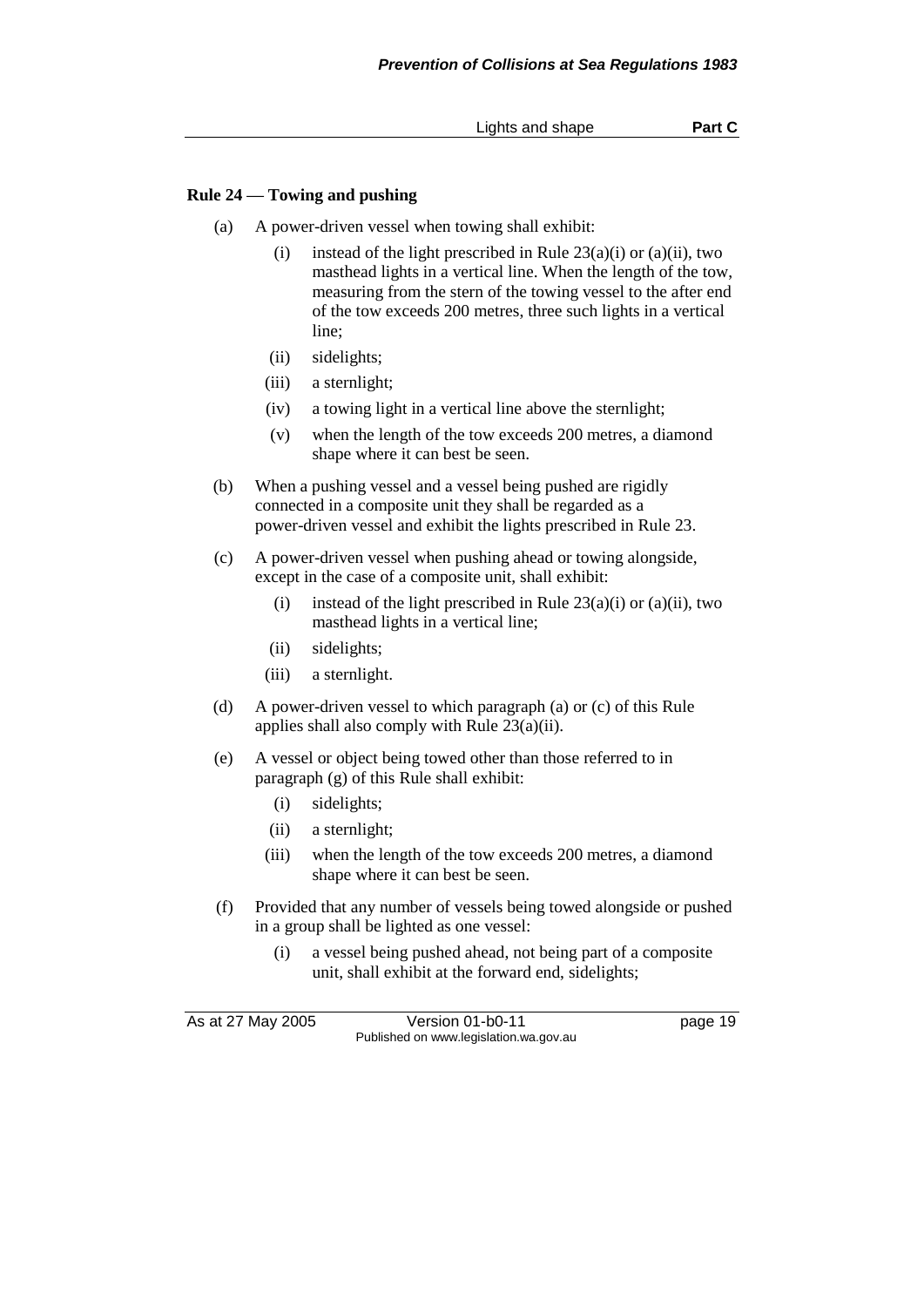#### Rule 24 — Towing and pushing

(a) A power-driven vessel when towing shall exhibit:

  (i) instead of the light prescribed in Rule 23(a)(i) or (a)(ii), two masthead lights in a vertical line. When the length of the tow, measuring from the stern of the towing vessel to the after end of the tow exceeds 200 metres, three such lights in a vertical line;

  (ii) sidelights;

  (iii) a sternlight;

  (iv) a towing light in a vertical line above the sternlight;

  (v) when the length of the tow exceeds 200 metres, a diamond shape where it can best be seen.

(b) When a pushing vessel and a vessel being pushed are rigidly connected in a composite unit they shall be regarded as a power-driven vessel and exhibit the lights prescribed in Rule 23.

(c) A power-driven vessel when pushing ahead or towing alongside, except in the case of a composite unit, shall exhibit:

  (i) instead of the light prescribed in Rule 23(a)(i) or (a)(ii), two masthead lights in a vertical line;

  (ii) sidelights;

  (iii) a sternlight.

(d) A power-driven vessel to which paragraph (a) or (c) of this Rule applies shall also comply with Rule 23(a)(ii).

(e) A vessel or object being towed other than those referred to in paragraph (g) of this Rule shall exhibit:

  (i) sidelights;

  (ii) a sternlight;

  (iii) when the length of the tow exceeds 200 metres, a diamond shape where it can best be seen.

(f) Provided that any number of vessels being towed alongside or pushed in a group shall be lighted as one vessel:

  (i) a vessel being pushed ahead, not being part of a composite unit, shall exhibit at the forward end, sidelights;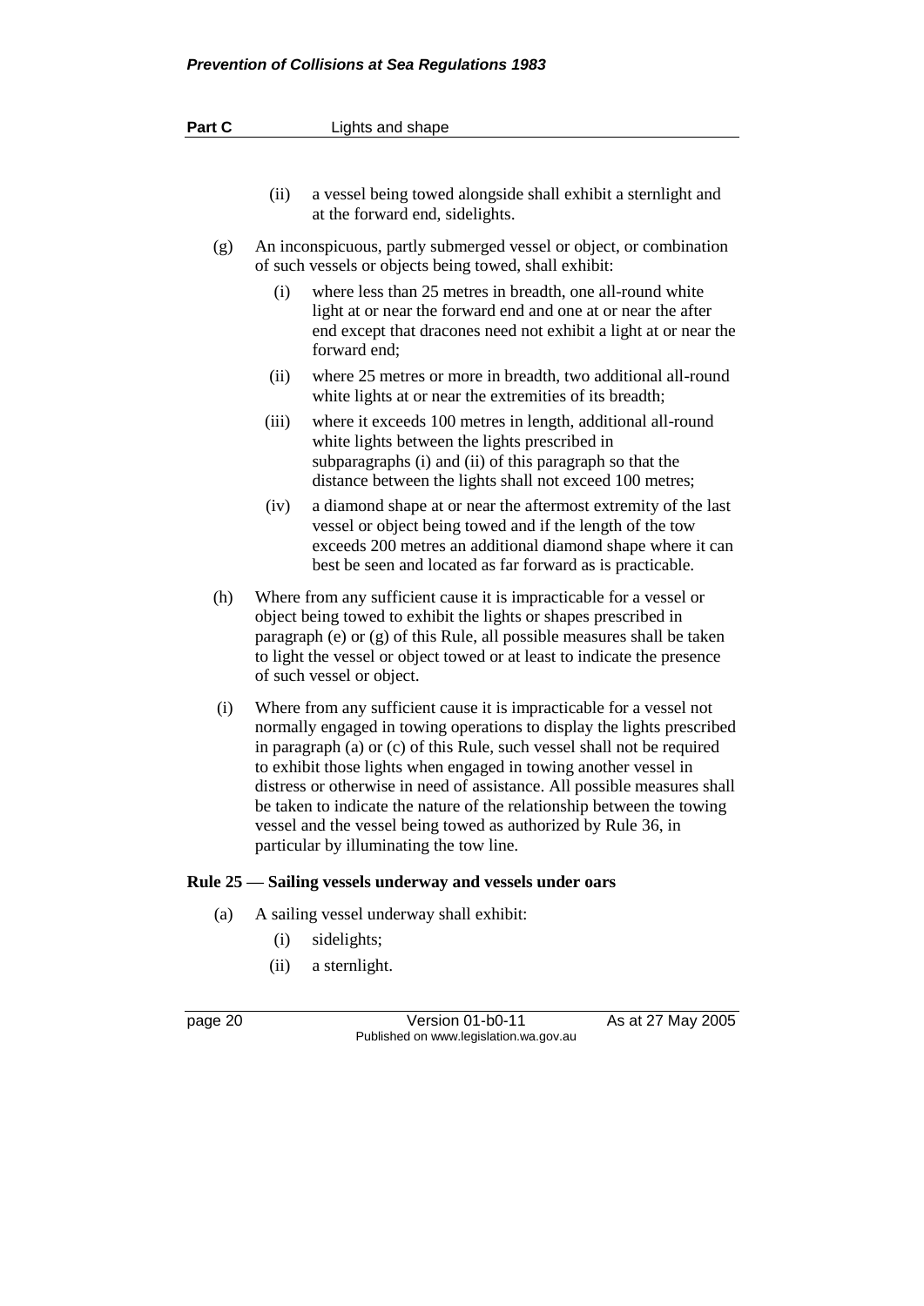(ii) a vessel being towed alongside shall exhibit a sternlight and at the forward end, sidelights.

(g) An inconspicuous, partly submerged vessel or object, or combination of such vessels or objects being towed, shall exhibit:

(i) where less than 25 metres in breadth, one all-round white light at or near the forward end and one at or near the after end except that dracones need not exhibit a light at or near the forward end;

(ii) where 25 metres or more in breadth, two additional all-round white lights at or near the extremities of its breadth;

(iii) where it exceeds 100 metres in length, additional all-round white lights between the lights prescribed in subparagraphs (i) and (ii) of this paragraph so that the distance between the lights shall not exceed 100 metres;

(iv) a diamond shape at or near the aftermost extremity of the last vessel or object being towed and if the length of the tow exceeds 200 metres an additional diamond shape where it can best be seen and located as far forward as is practicable.

(h) Where from any sufficient cause it is impracticable for a vessel or object being towed to exhibit the lights or shapes prescribed in paragraph (e) or (g) of this Rule, all possible measures shall be taken to light the vessel or object towed or at least to indicate the presence of such vessel or object.

(i) Where from any sufficient cause it is impracticable for a vessel not normally engaged in towing operations to display the lights prescribed in paragraph (a) or (c) of this Rule, such vessel shall not be required to exhibit those lights when engaged in towing another vessel in distress or otherwise in need of assistance. All possible measures shall be taken to indicate the nature of the relationship between the towing vessel and the vessel being towed as authorized by Rule 36, in particular by illuminating the tow line.

**Rule 25 — Sailing vessels underway and vessels under oars**

(a) A sailing vessel underway shall exhibit:

(i) sidelights;

(ii) a sternlight.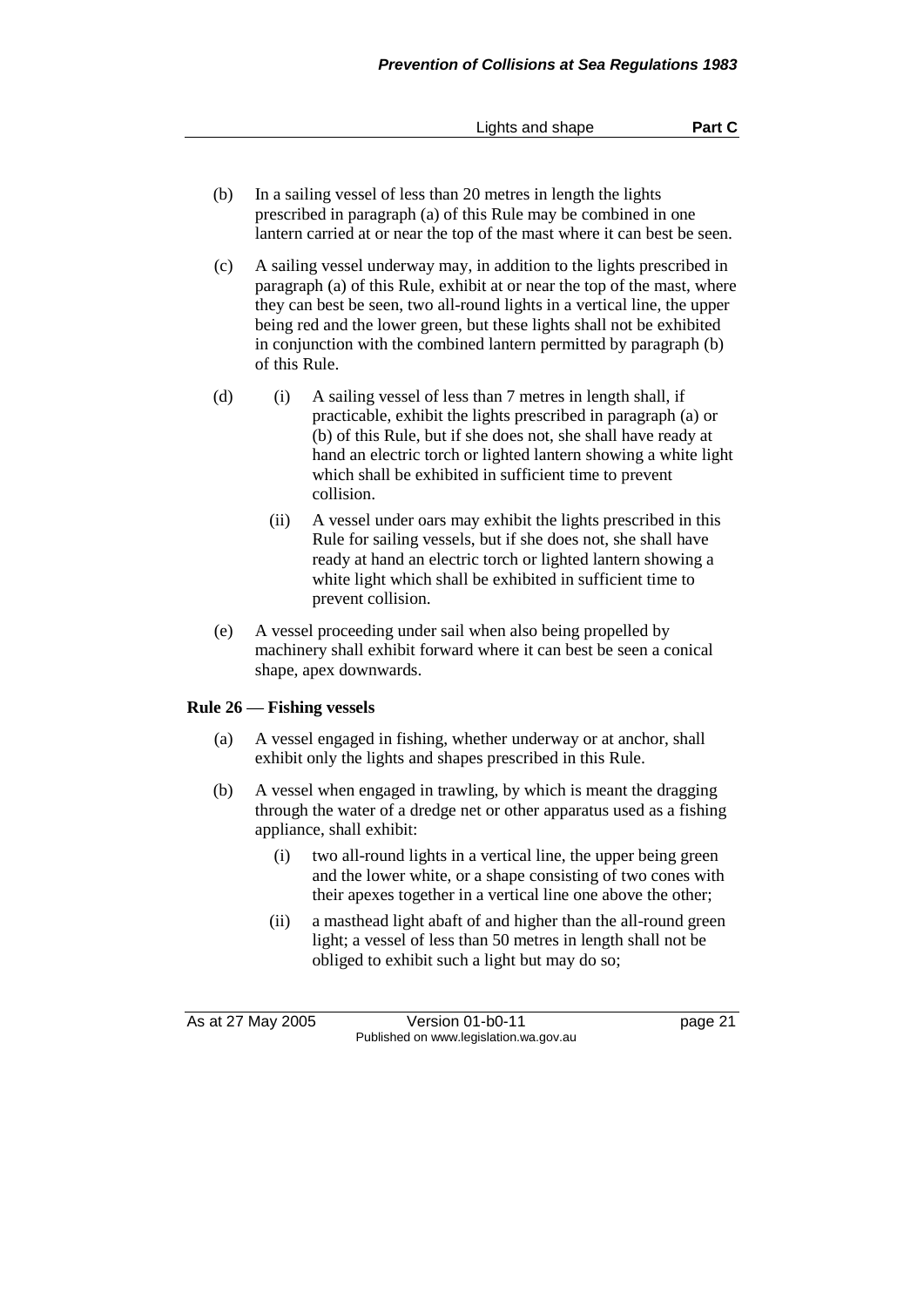(b) In a sailing vessel of less than 20 metres in length the lights prescribed in paragraph (a) of this Rule may be combined in one lantern carried at or near the top of the mast where it can best be seen.

(c) A sailing vessel underway may, in addition to the lights prescribed in paragraph (a) of this Rule, exhibit at or near the top of the mast, where they can best be seen, two all-round lights in a vertical line, the upper being red and the lower green, but these lights shall not be exhibited in conjunction with the combined lantern permitted by paragraph (b) of this Rule.

(d) (i) A sailing vessel of less than 7 metres in length shall, if practicable, exhibit the lights prescribed in paragraph (a) or (b) of this Rule, but if she does not, she shall have ready at hand an electric torch or lighted lantern showing a white light which shall be exhibited in sufficient time to prevent collision.

(ii) A vessel under oars may exhibit the lights prescribed in this Rule for sailing vessels, but if she does not, she shall have ready at hand an electric torch or lighted lantern showing a white light which shall be exhibited in sufficient time to prevent collision.

(e) A vessel proceeding under sail when also being propelled by machinery shall exhibit forward where it can best be seen a conical shape, apex downwards.

**Rule 26 — Fishing vessels**

(a) A vessel engaged in fishing, whether underway or at anchor, shall exhibit only the lights and shapes prescribed in this Rule.

(b) A vessel when engaged in trawling, by which is meant the dragging through the water of a dredge net or other apparatus used as a fishing appliance, shall exhibit:

(i) two all-round lights in a vertical line, the upper being green and the lower white, or a shape consisting of two cones with their apexes together in a vertical line one above the other;

(ii) a masthead light abaft of and higher than the all-round green light; a vessel of less than 50 metres in length shall not be obliged to exhibit such a light but may do so;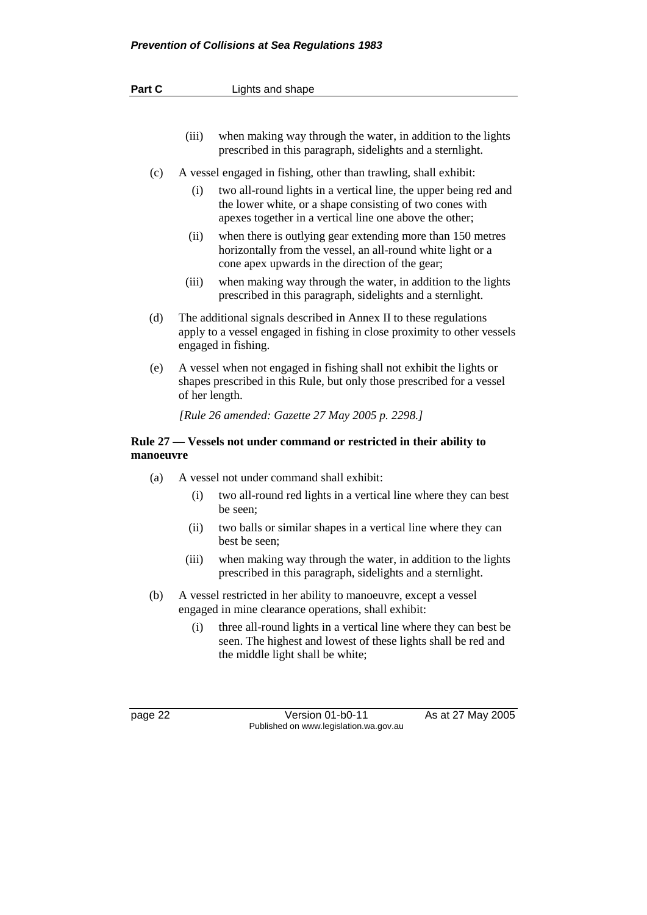(iii) when making way through the water, in addition to the lights prescribed in this paragraph, sidelights and a sternlight.

(c) A vessel engaged in fishing, other than trawling, shall exhibit:

(i) two all-round lights in a vertical line, the upper being red and the lower white, or a shape consisting of two cones with apexes together in a vertical line one above the other;

(ii) when there is outlying gear extending more than 150 metres horizontally from the vessel, an all-round white light or a cone apex upwards in the direction of the gear;

(iii) when making way through the water, in addition to the lights prescribed in this paragraph, sidelights and a sternlight.

(d) The additional signals described in Annex II to these regulations apply to a vessel engaged in fishing in close proximity to other vessels engaged in fishing.

(e) A vessel when not engaged in fishing shall not exhibit the lights or shapes prescribed in this Rule, but only those prescribed for a vessel of her length.

*[Rule 26 amended: Gazette 27 May 2005 p. 2298.]*

**Rule 27 — Vessels not under command or restricted in their ability to manoeuvre**

(a) A vessel not under command shall exhibit:

(i) two all-round red lights in a vertical line where they can best be seen;

(ii) two balls or similar shapes in a vertical line where they can best be seen;

(iii) when making way through the water, in addition to the lights prescribed in this paragraph, sidelights and a sternlight.

(b) A vessel restricted in her ability to manoeuvre, except a vessel engaged in mine clearance operations, shall exhibit:

(i) three all-round lights in a vertical line where they can best be seen. The highest and lowest of these lights shall be red and the middle light shall be white;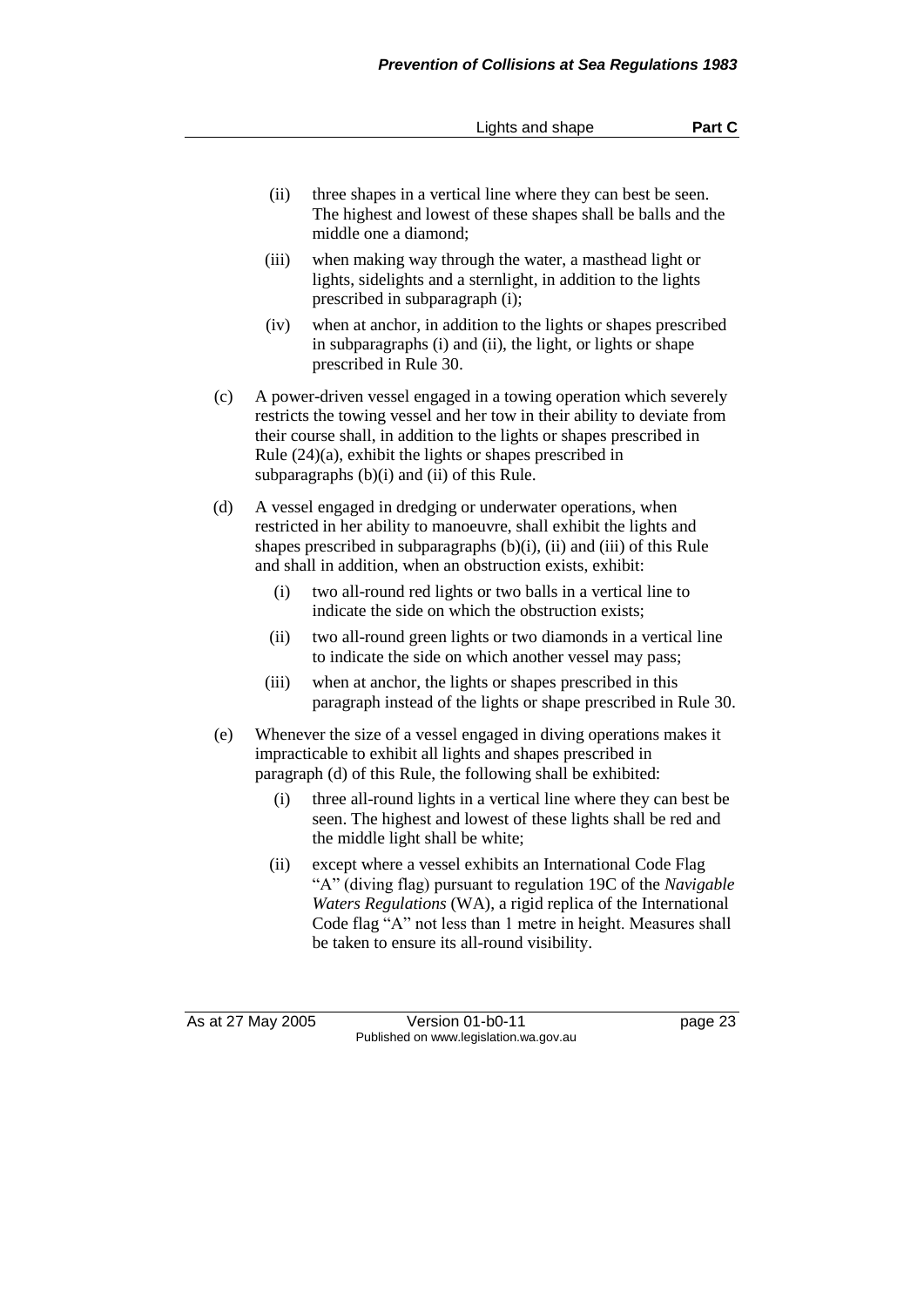(ii) three shapes in a vertical line where they can best be seen. The highest and lowest of these shapes shall be balls and the middle one a diamond;

(iii) when making way through the water, a masthead light or lights, sidelights and a sternlight, in addition to the lights prescribed in subparagraph (i);

(iv) when at anchor, in addition to the lights or shapes prescribed in subparagraphs (i) and (ii), the light, or lights or shape prescribed in Rule 30.

(c) A power-driven vessel engaged in a towing operation which severely restricts the towing vessel and her tow in their ability to deviate from their course shall, in addition to the lights or shapes prescribed in Rule (24)(a), exhibit the lights or shapes prescribed in subparagraphs (b)(i) and (ii) of this Rule.

(d) A vessel engaged in dredging or underwater operations, when restricted in her ability to manoeuvre, shall exhibit the lights and shapes prescribed in subparagraphs (b)(i), (ii) and (iii) of this Rule and shall in addition, when an obstruction exists, exhibit:

(i) two all-round red lights or two balls in a vertical line to indicate the side on which the obstruction exists;

(ii) two all-round green lights or two diamonds in a vertical line to indicate the side on which another vessel may pass;

(iii) when at anchor, the lights or shapes prescribed in this paragraph instead of the lights or shape prescribed in Rule 30.

(e) Whenever the size of a vessel engaged in diving operations makes it impracticable to exhibit all lights and shapes prescribed in paragraph (d) of this Rule, the following shall be exhibited:

(i) three all-round lights in a vertical line where they can best be seen. The highest and lowest of these lights shall be red and the middle light shall be white;

(ii) except where a vessel exhibits an International Code Flag "A" (diving flag) pursuant to regulation 19C of the *Navigable Waters Regulations* (WA), a rigid replica of the International Code flag "A" not less than 1 metre in height. Measures shall be taken to ensure its all-round visibility.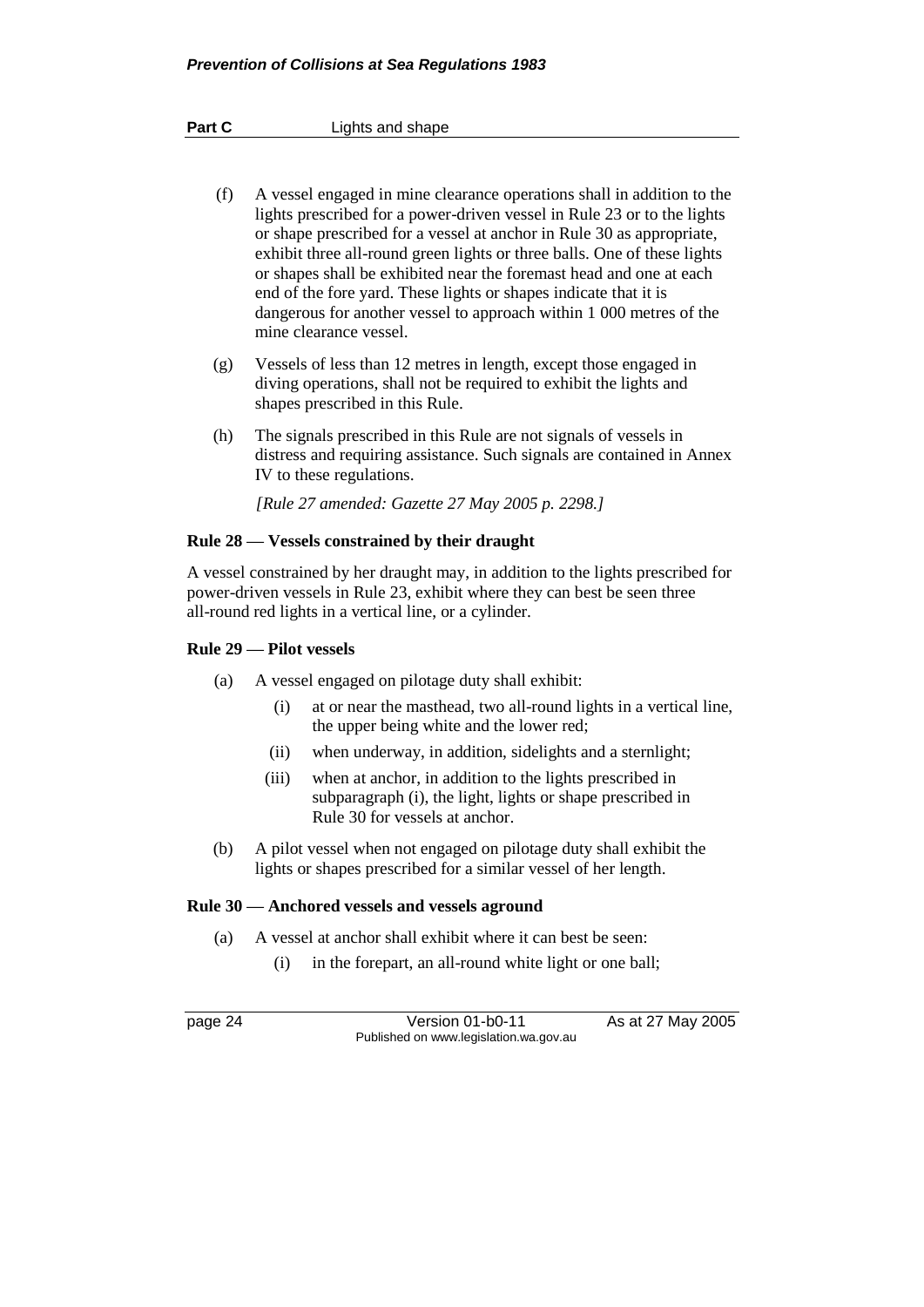(f) A vessel engaged in mine clearance operations shall in addition to the lights prescribed for a power-driven vessel in Rule 23 or to the lights or shape prescribed for a vessel at anchor in Rule 30 as appropriate, exhibit three all-round green lights or three balls. One of these lights or shapes shall be exhibited near the foremast head and one at each end of the fore yard. These lights or shapes indicate that it is dangerous for another vessel to approach within 1 000 metres of the mine clearance vessel.

(g) Vessels of less than 12 metres in length, except those engaged in diving operations, shall not be required to exhibit the lights and shapes prescribed in this Rule.

(h) The signals prescribed in this Rule are not signals of vessels in distress and requiring assistance. Such signals are contained in Annex IV to these regulations.

*[Rule 27 amended: Gazette 27 May 2005 p. 2298.]*

**Rule 28 — Vessels constrained by their draught**

A vessel constrained by her draught may, in addition to the lights prescribed for power-driven vessels in Rule 23, exhibit where they can best be seen three all-round red lights in a vertical line, or a cylinder.

**Rule 29 — Pilot vessels**

(a) A vessel engaged on pilotage duty shall exhibit:

  (i) at or near the masthead, two all-round lights in a vertical line, the upper being white and the lower red;

  (ii) when underway, in addition, sidelights and a sternlight;

  (iii) when at anchor, in addition to the lights prescribed in subparagraph (i), the light, lights or shape prescribed in Rule 30 for vessels at anchor.

(b) A pilot vessel when not engaged on pilotage duty shall exhibit the lights or shapes prescribed for a similar vessel of her length.

**Rule 30 — Anchored vessels and vessels aground**

(a) A vessel at anchor shall exhibit where it can best be seen:

  (i) in the forepart, an all-round white light or one ball;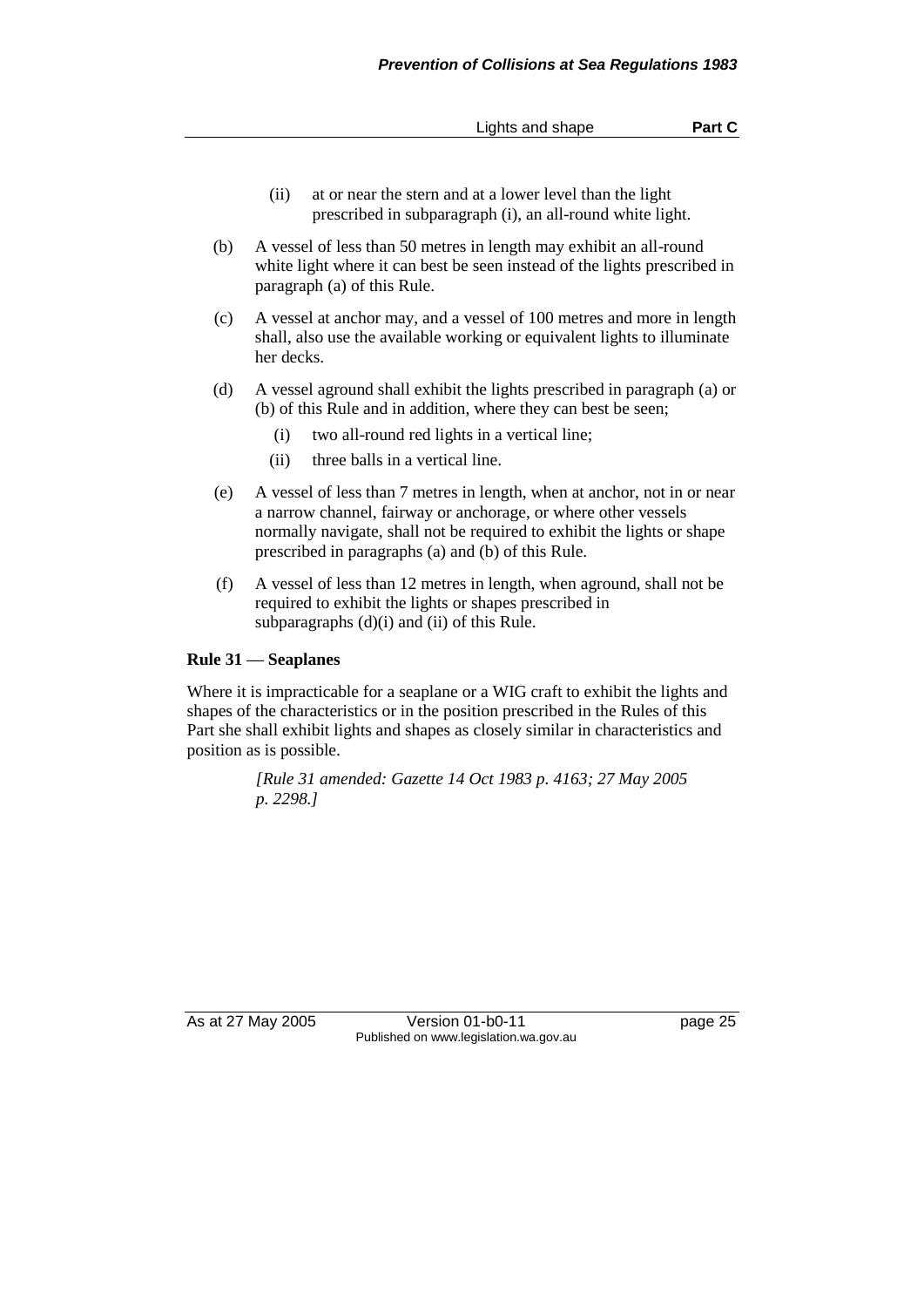(ii) at or near the stern and at a lower level than the light prescribed in subparagraph (i), an all-round white light.

(b) A vessel of less than 50 metres in length may exhibit an all-round white light where it can best be seen instead of the lights prescribed in paragraph (a) of this Rule.

(c) A vessel at anchor may, and a vessel of 100 metres and more in length shall, also use the available working or equivalent lights to illuminate her decks.

(d) A vessel aground shall exhibit the lights prescribed in paragraph (a) or (b) of this Rule and in addition, where they can best be seen;

  (i) two all-round red lights in a vertical line;

  (ii) three balls in a vertical line.

(e) A vessel of less than 7 metres in length, when at anchor, not in or near a narrow channel, fairway or anchorage, or where other vessels normally navigate, shall not be required to exhibit the lights or shape prescribed in paragraphs (a) and (b) of this Rule.

(f) A vessel of less than 12 metres in length, when aground, shall not be required to exhibit the lights or shapes prescribed in subparagraphs (d)(i) and (ii) of this Rule.

**Rule 31 — Seaplanes**

Where it is impracticable for a seaplane or a WIG craft to exhibit the lights and shapes of the characteristics or in the position prescribed in the Rules of this Part she shall exhibit lights and shapes as closely similar in characteristics and position as is possible.

*[Rule 31 amended: Gazette 14 Oct 1983 p. 4163; 27 May 2005 p. 2298.]*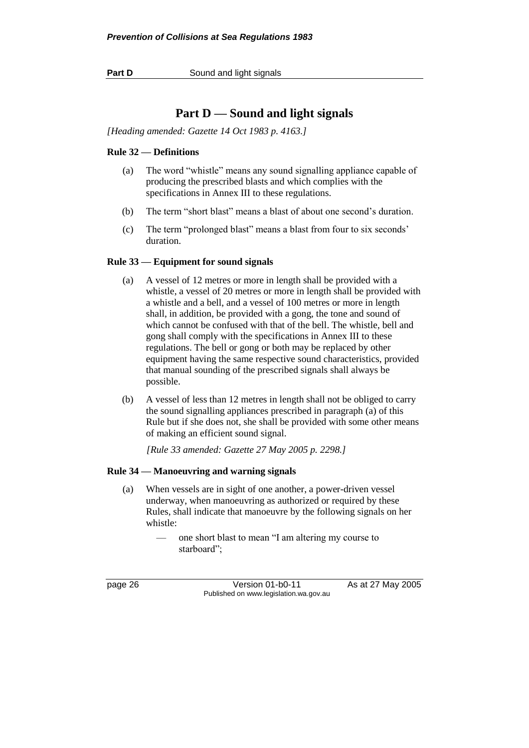# Part D — Sound and light signals

*[Heading amended: Gazette 14 Oct 1983 p. 4163.]*

**Rule 32 — Definitions**

(a) The word "whistle" means any sound signalling appliance capable of producing the prescribed blasts and which complies with the specifications in Annex III to these regulations.

(b) The term "short blast" means a blast of about one second's duration.

(c) The term "prolonged blast" means a blast from four to six seconds' duration.

**Rule 33 — Equipment for sound signals**

(a) A vessel of 12 metres or more in length shall be provided with a whistle, a vessel of 20 metres or more in length shall be provided with a whistle and a bell, and a vessel of 100 metres or more in length shall, in addition, be provided with a gong, the tone and sound of which cannot be confused with that of the bell. The whistle, bell and gong shall comply with the specifications in Annex III to these regulations. The bell or gong or both may be replaced by other equipment having the same respective sound characteristics, provided that manual sounding of the prescribed signals shall always be possible.

(b) A vessel of less than 12 metres in length shall not be obliged to carry the sound signalling appliances prescribed in paragraph (a) of this Rule but if she does not, she shall be provided with some other means of making an efficient sound signal.

*[Rule 33 amended: Gazette 27 May 2005 p. 2298.]*

**Rule 34 — Manoeuvring and warning signals**

(a) When vessels are in sight of one another, a power-driven vessel underway, when manoeuvring as authorized or required by these Rules, shall indicate that manoeuvre by the following signals on her whistle:

— one short blast to mean "I am altering my course to starboard";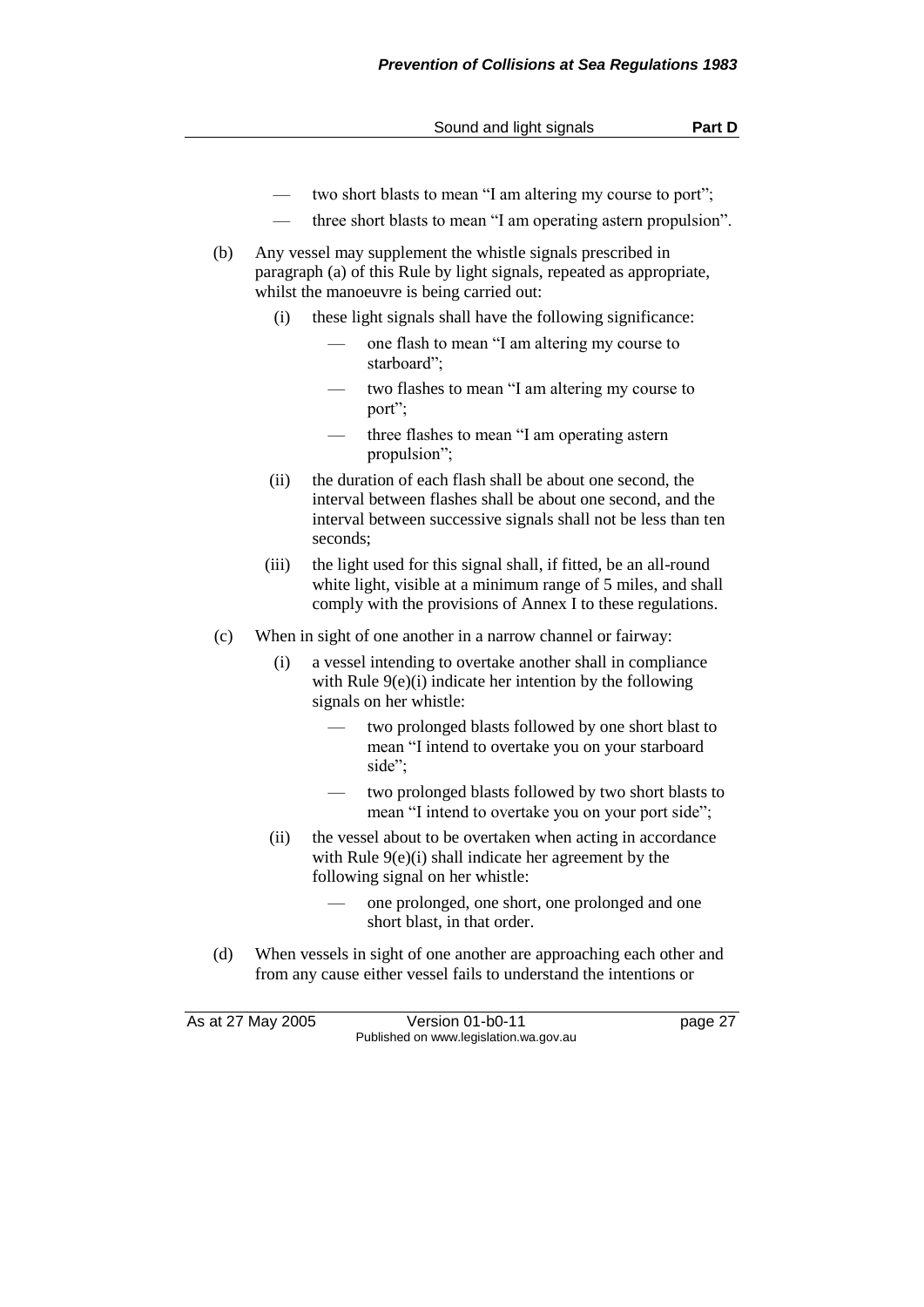- two short blasts to mean "I am altering my course to port";
- three short blasts to mean "I am operating astern propulsion".

(b) Any vessel may supplement the whistle signals prescribed in paragraph (a) of this Rule by light signals, repeated as appropriate, whilst the manoeuvre is being carried out:

(i) these light signals shall have the following significance:

- one flash to mean "I am altering my course to starboard";
- two flashes to mean "I am altering my course to port";
- three flashes to mean "I am operating astern propulsion";

(ii) the duration of each flash shall be about one second, the interval between flashes shall be about one second, and the interval between successive signals shall not be less than ten seconds;

(iii) the light used for this signal shall, if fitted, be an all-round white light, visible at a minimum range of 5 miles, and shall comply with the provisions of Annex I to these regulations.

(c) When in sight of one another in a narrow channel or fairway:

(i) a vessel intending to overtake another shall in compliance with Rule 9(e)(i) indicate her intention by the following signals on her whistle:

- two prolonged blasts followed by one short blast to mean "I intend to overtake you on your starboard side";
- two prolonged blasts followed by two short blasts to mean "I intend to overtake you on your port side";

(ii) the vessel about to be overtaken when acting in accordance with Rule 9(e)(i) shall indicate her agreement by the following signal on her whistle:

- one prolonged, one short, one prolonged and one short blast, in that order.

(d) When vessels in sight of one another are approaching each other and from any cause either vessel fails to understand the intentions or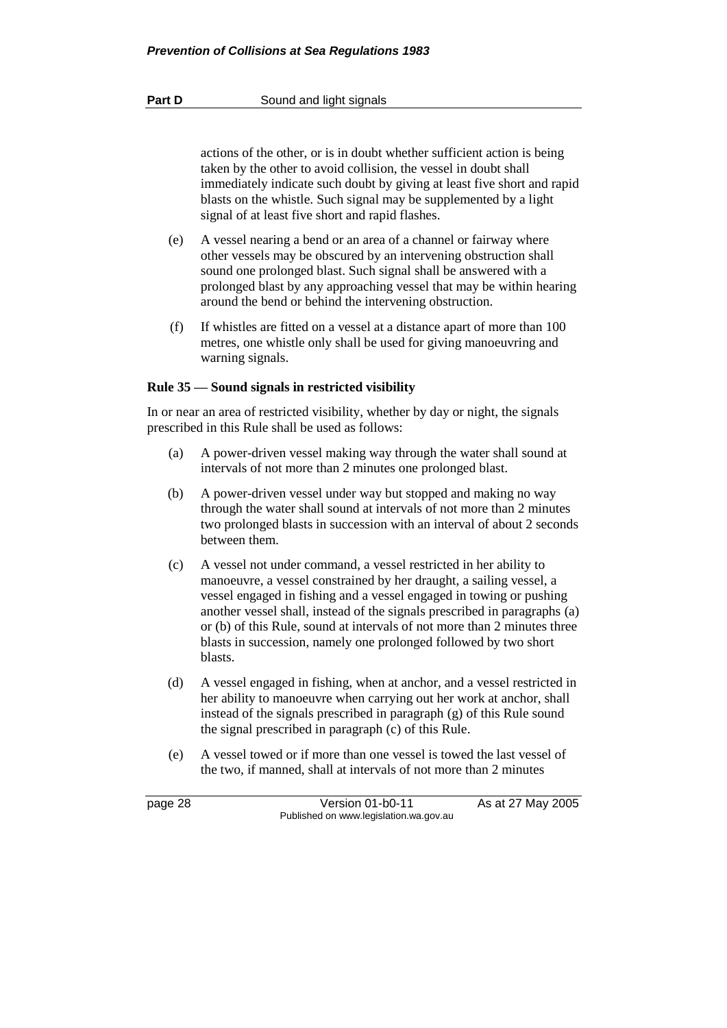actions of the other, or is in doubt whether sufficient action is being taken by the other to avoid collision, the vessel in doubt shall immediately indicate such doubt by giving at least five short and rapid blasts on the whistle. Such signal may be supplemented by a light signal of at least five short and rapid flashes.

(e) A vessel nearing a bend or an area of a channel or fairway where other vessels may be obscured by an intervening obstruction shall sound one prolonged blast. Such signal shall be answered with a prolonged blast by any approaching vessel that may be within hearing around the bend or behind the intervening obstruction.

(f) If whistles are fitted on a vessel at a distance apart of more than 100 metres, one whistle only shall be used for giving manoeuvring and warning signals.

**Rule 35 — Sound signals in restricted visibility**

In or near an area of restricted visibility, whether by day or night, the signals prescribed in this Rule shall be used as follows:

(a) A power-driven vessel making way through the water shall sound at intervals of not more than 2 minutes one prolonged blast.

(b) A power-driven vessel under way but stopped and making no way through the water shall sound at intervals of not more than 2 minutes two prolonged blasts in succession with an interval of about 2 seconds between them.

(c) A vessel not under command, a vessel restricted in her ability to manoeuvre, a vessel constrained by her draught, a sailing vessel, a vessel engaged in fishing and a vessel engaged in towing or pushing another vessel shall, instead of the signals prescribed in paragraphs (a) or (b) of this Rule, sound at intervals of not more than 2 minutes three blasts in succession, namely one prolonged followed by two short blasts.

(d) A vessel engaged in fishing, when at anchor, and a vessel restricted in her ability to manoeuvre when carrying out her work at anchor, shall instead of the signals prescribed in paragraph (g) of this Rule sound the signal prescribed in paragraph (c) of this Rule.

(e) A vessel towed or if more than one vessel is towed the last vessel of the two, if manned, shall at intervals of not more than 2 minutes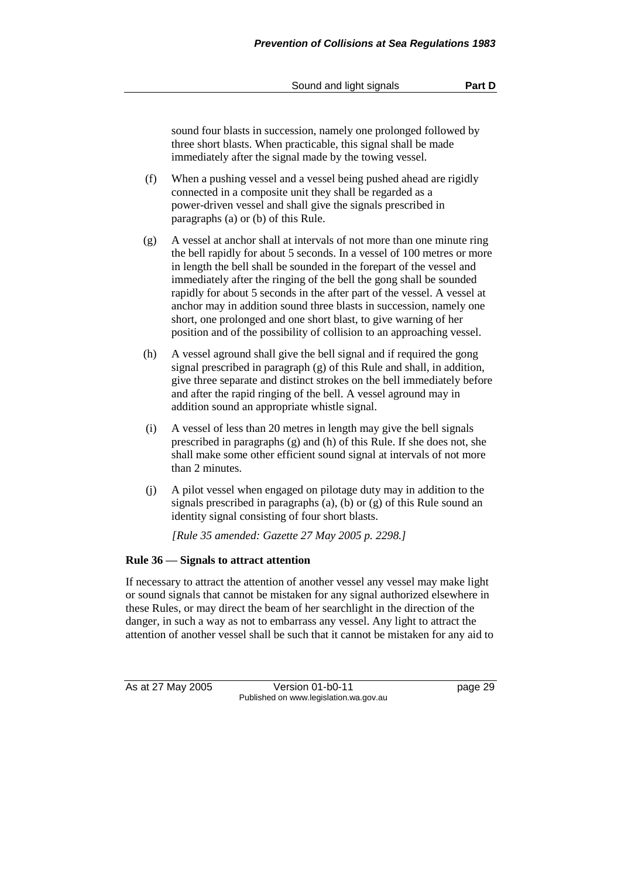sound four blasts in succession, namely one prolonged followed by three short blasts. When practicable, this signal shall be made immediately after the signal made by the towing vessel.

(f) When a pushing vessel and a vessel being pushed ahead are rigidly connected in a composite unit they shall be regarded as a power-driven vessel and shall give the signals prescribed in paragraphs (a) or (b) of this Rule.

(g) A vessel at anchor shall at intervals of not more than one minute ring the bell rapidly for about 5 seconds. In a vessel of 100 metres or more in length the bell shall be sounded in the forepart of the vessel and immediately after the ringing of the bell the gong shall be sounded rapidly for about 5 seconds in the after part of the vessel. A vessel at anchor may in addition sound three blasts in succession, namely one short, one prolonged and one short blast, to give warning of her position and of the possibility of collision to an approaching vessel.

(h) A vessel aground shall give the bell signal and if required the gong signal prescribed in paragraph (g) of this Rule and shall, in addition, give three separate and distinct strokes on the bell immediately before and after the rapid ringing of the bell. A vessel aground may in addition sound an appropriate whistle signal.

(i) A vessel of less than 20 metres in length may give the bell signals prescribed in paragraphs (g) and (h) of this Rule. If she does not, she shall make some other efficient sound signal at intervals of not more than 2 minutes.

(j) A pilot vessel when engaged on pilotage duty may in addition to the signals prescribed in paragraphs (a), (b) or (g) of this Rule sound an identity signal consisting of four short blasts.

*[Rule 35 amended: Gazette 27 May 2005 p. 2298.]*

**Rule 36 — Signals to attract attention**

If necessary to attract the attention of another vessel any vessel may make light or sound signals that cannot be mistaken for any signal authorized elsewhere in these Rules, or may direct the beam of her searchlight in the direction of the danger, in such a way as not to embarrass any vessel. Any light to attract the attention of another vessel shall be such that it cannot be mistaken for any aid to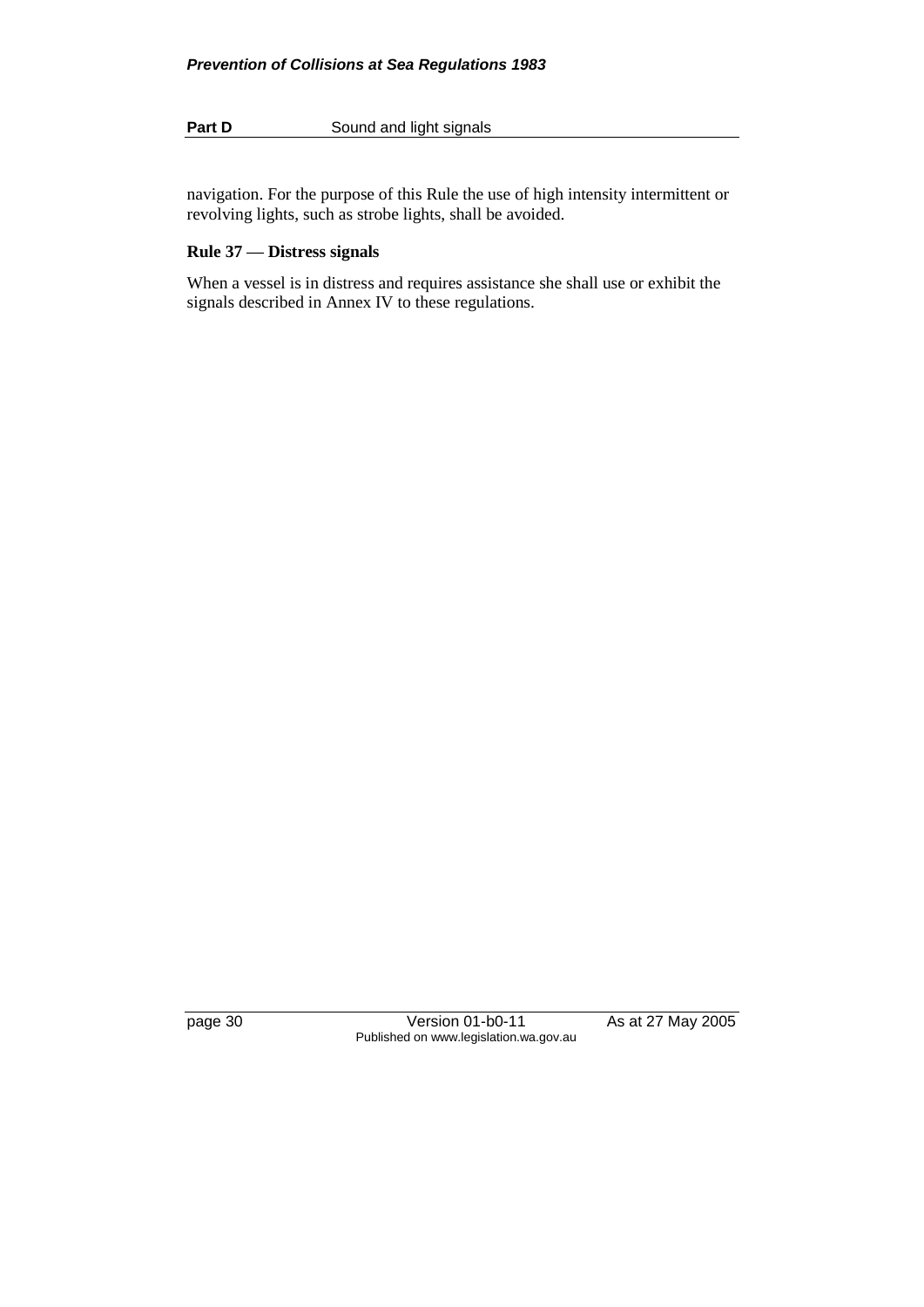navigation. For the purpose of this Rule the use of high intensity intermittent or revolving lights, such as strobe lights, shall be avoided.

### Rule 37 — Distress signals

When a vessel is in distress and requires assistance she shall use or exhibit the signals described in Annex IV to these regulations.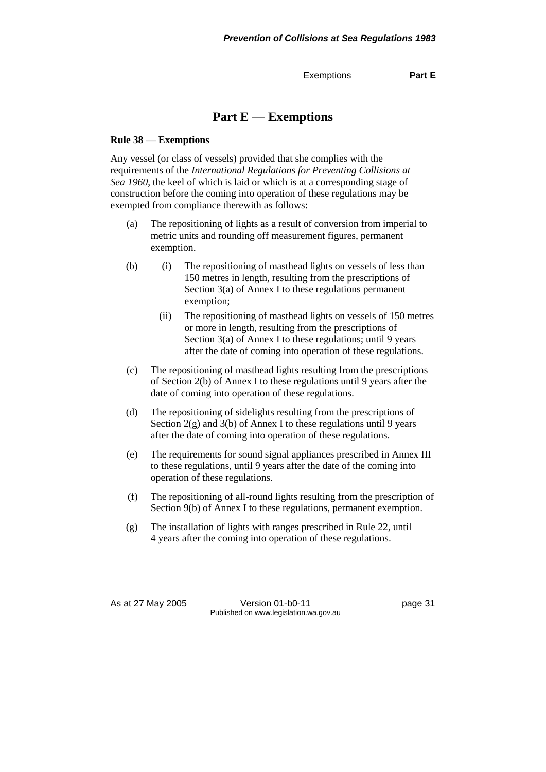# Part E — Exemptions

## Rule 38 — Exemptions

Any vessel (or class of vessels) provided that she complies with the requirements of the *International Regulations for Preventing Collisions at Sea 1960*, the keel of which is laid or which is at a corresponding stage of construction before the coming into operation of these regulations may be exempted from compliance therewith as follows:

(a) The repositioning of lights as a result of conversion from imperial to metric units and rounding off measurement figures, permanent exemption.

(b) (i) The repositioning of masthead lights on vessels of less than 150 metres in length, resulting from the prescriptions of Section 3(a) of Annex I to these regulations permanent exemption;

(ii) The repositioning of masthead lights on vessels of 150 metres or more in length, resulting from the prescriptions of Section 3(a) of Annex I to these regulations; until 9 years after the date of coming into operation of these regulations.

(c) The repositioning of masthead lights resulting from the prescriptions of Section 2(b) of Annex I to these regulations until 9 years after the date of coming into operation of these regulations.

(d) The repositioning of sidelights resulting from the prescriptions of Section 2(g) and 3(b) of Annex I to these regulations until 9 years after the date of coming into operation of these regulations.

(e) The requirements for sound signal appliances prescribed in Annex III to these regulations, until 9 years after the date of the coming into operation of these regulations.

(f) The repositioning of all-round lights resulting from the prescription of Section 9(b) of Annex I to these regulations, permanent exemption.

(g) The installation of lights with ranges prescribed in Rule 22, until 4 years after the coming into operation of these regulations.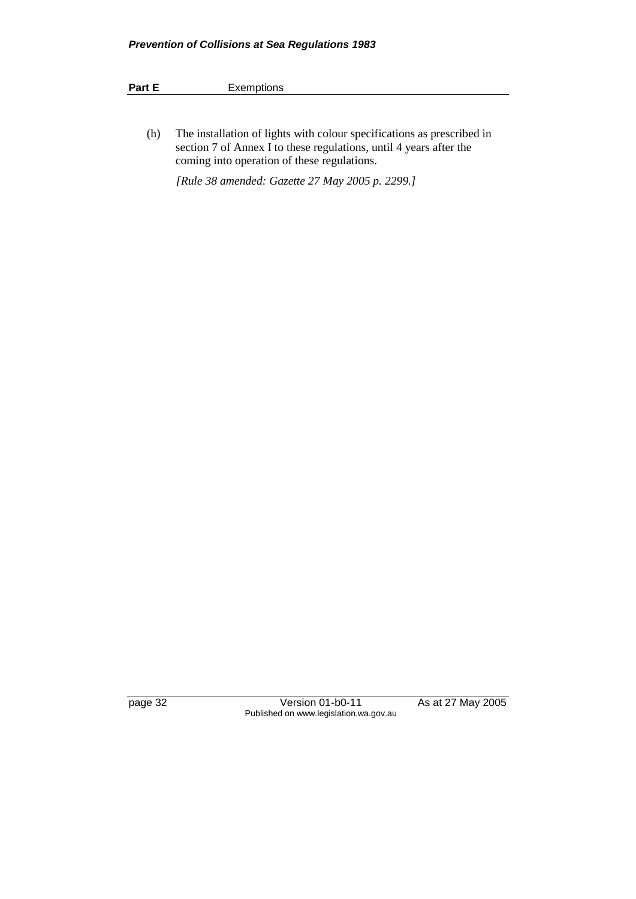(h) The installation of lights with colour specifications as prescribed in section 7 of Annex I to these regulations, until 4 years after the coming into operation of these regulations.

*[Rule 38 amended: Gazette 27 May 2005 p. 2299.]*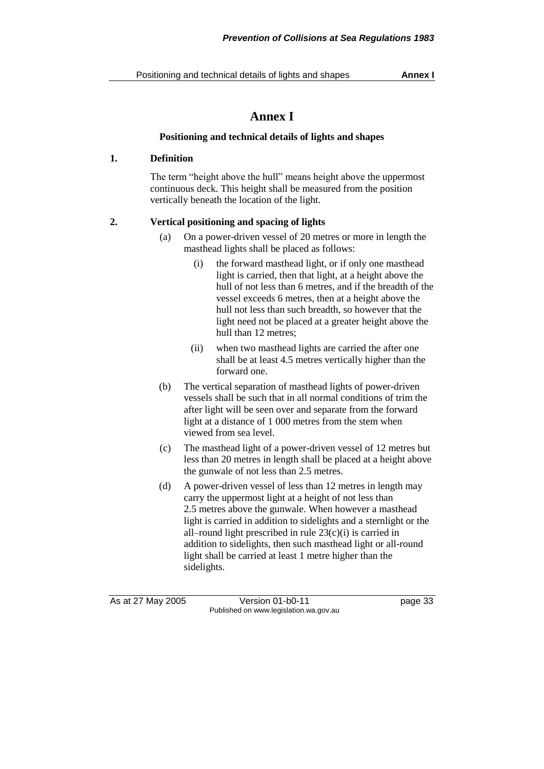# Annex I

### Positioning and technical details of lights and shapes

**1. Definition**

The term "height above the hull" means height above the uppermost continuous deck. This height shall be measured from the position vertically beneath the location of the light.

**2. Vertical positioning and spacing of lights**

(a) On a power-driven vessel of 20 metres or more in length the masthead lights shall be placed as follows:

(i) the forward masthead light, or if only one masthead light is carried, then that light, at a height above the hull of not less than 6 metres, and if the breadth of the vessel exceeds 6 metres, then at a height above the hull not less than such breadth, so however that the light need not be placed at a greater height above the hull than 12 metres;

(ii) when two masthead lights are carried the after one shall be at least 4.5 metres vertically higher than the forward one.

(b) The vertical separation of masthead lights of power-driven vessels shall be such that in all normal conditions of trim the after light will be seen over and separate from the forward light at a distance of 1 000 metres from the stem when viewed from sea level.

(c) The masthead light of a power-driven vessel of 12 metres but less than 20 metres in length shall be placed at a height above the gunwale of not less than 2.5 metres.

(d) A power-driven vessel of less than 12 metres in length may carry the uppermost light at a height of not less than 2.5 metres above the gunwale. When however a masthead light is carried in addition to sidelights and a sternlight or the all–round light prescribed in rule 23(c)(i) is carried in addition to sidelights, then such masthead light or all-round light shall be carried at least 1 metre higher than the sidelights.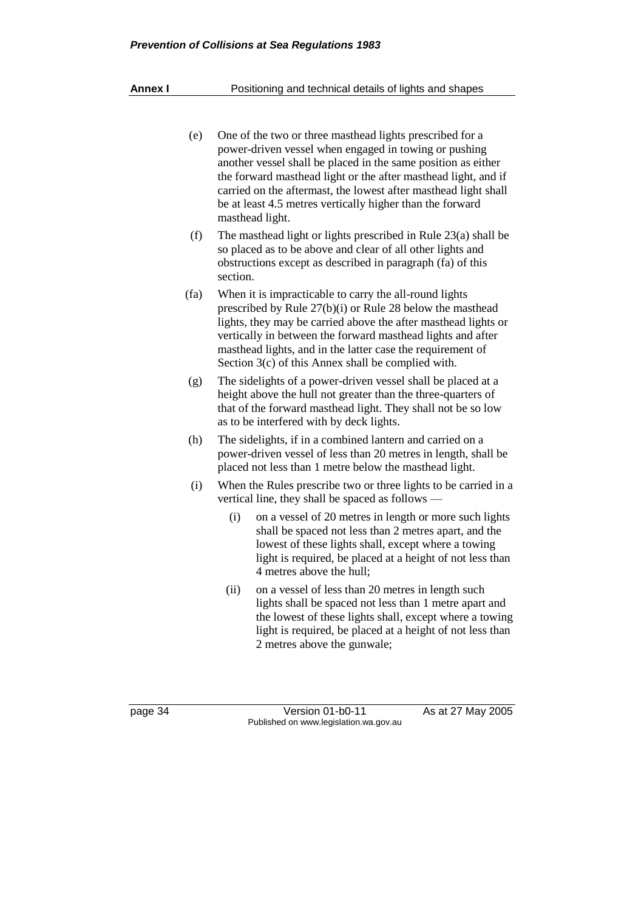(e) One of the two or three masthead lights prescribed for a power-driven vessel when engaged in towing or pushing another vessel shall be placed in the same position as either the forward masthead light or the after masthead light, and if carried on the aftermast, the lowest after masthead light shall be at least 4.5 metres vertically higher than the forward masthead light.

(f) The masthead light or lights prescribed in Rule 23(a) shall be so placed as to be above and clear of all other lights and obstructions except as described in paragraph (fa) of this section.

(fa) When it is impracticable to carry the all-round lights prescribed by Rule 27(b)(i) or Rule 28 below the masthead lights, they may be carried above the after masthead lights or vertically in between the forward masthead lights and after masthead lights, and in the latter case the requirement of Section 3(c) of this Annex shall be complied with.

(g) The sidelights of a power-driven vessel shall be placed at a height above the hull not greater than the three-quarters of that of the forward masthead light. They shall not be so low as to be interfered with by deck lights.

(h) The sidelights, if in a combined lantern and carried on a power-driven vessel of less than 20 metres in length, shall be placed not less than 1 metre below the masthead light.

(i) When the Rules prescribe two or three lights to be carried in a vertical line, they shall be spaced as follows —

   (i) on a vessel of 20 metres in length or more such lights shall be spaced not less than 2 metres apart, and the lowest of these lights shall, except where a towing light is required, be placed at a height of not less than 4 metres above the hull;

   (ii) on a vessel of less than 20 metres in length such lights shall be spaced not less than 1 metre apart and the lowest of these lights shall, except where a towing light is required, be placed at a height of not less than 2 metres above the gunwale;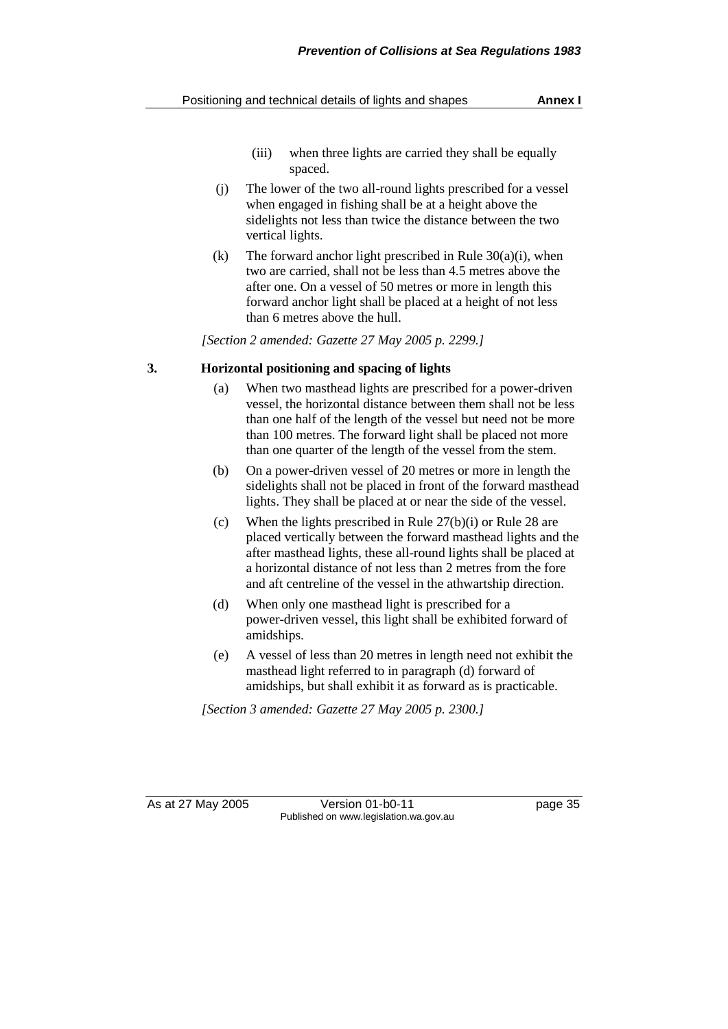- (iii) when three lights are carried they shall be equally spaced.

(j) The lower of the two all-round lights prescribed for a vessel when engaged in fishing shall be at a height above the sidelights not less than twice the distance between the two vertical lights.

(k) The forward anchor light prescribed in Rule 30(a)(i), when two are carried, shall not be less than 4.5 metres above the after one. On a vessel of 50 metres or more in length this forward anchor light shall be placed at a height of not less than 6 metres above the hull.

*[Section 2 amended: Gazette 27 May 2005 p. 2299.]*

### 3. Horizontal positioning and spacing of lights

(a) When two masthead lights are prescribed for a power-driven vessel, the horizontal distance between them shall not be less than one half of the length of the vessel but need not be more than 100 metres. The forward light shall be placed not more than one quarter of the length of the vessel from the stem.

(b) On a power-driven vessel of 20 metres or more in length the sidelights shall not be placed in front of the forward masthead lights. They shall be placed at or near the side of the vessel.

(c) When the lights prescribed in Rule 27(b)(i) or Rule 28 are placed vertically between the forward masthead lights and the after masthead lights, these all-round lights shall be placed at a horizontal distance of not less than 2 metres from the fore and aft centreline of the vessel in the athwartship direction.

(d) When only one masthead light is prescribed for a power-driven vessel, this light shall be exhibited forward of amidships.

(e) A vessel of less than 20 metres in length need not exhibit the masthead light referred to in paragraph (d) forward of amidships, but shall exhibit it as forward as is practicable.

*[Section 3 amended: Gazette 27 May 2005 p. 2300.]*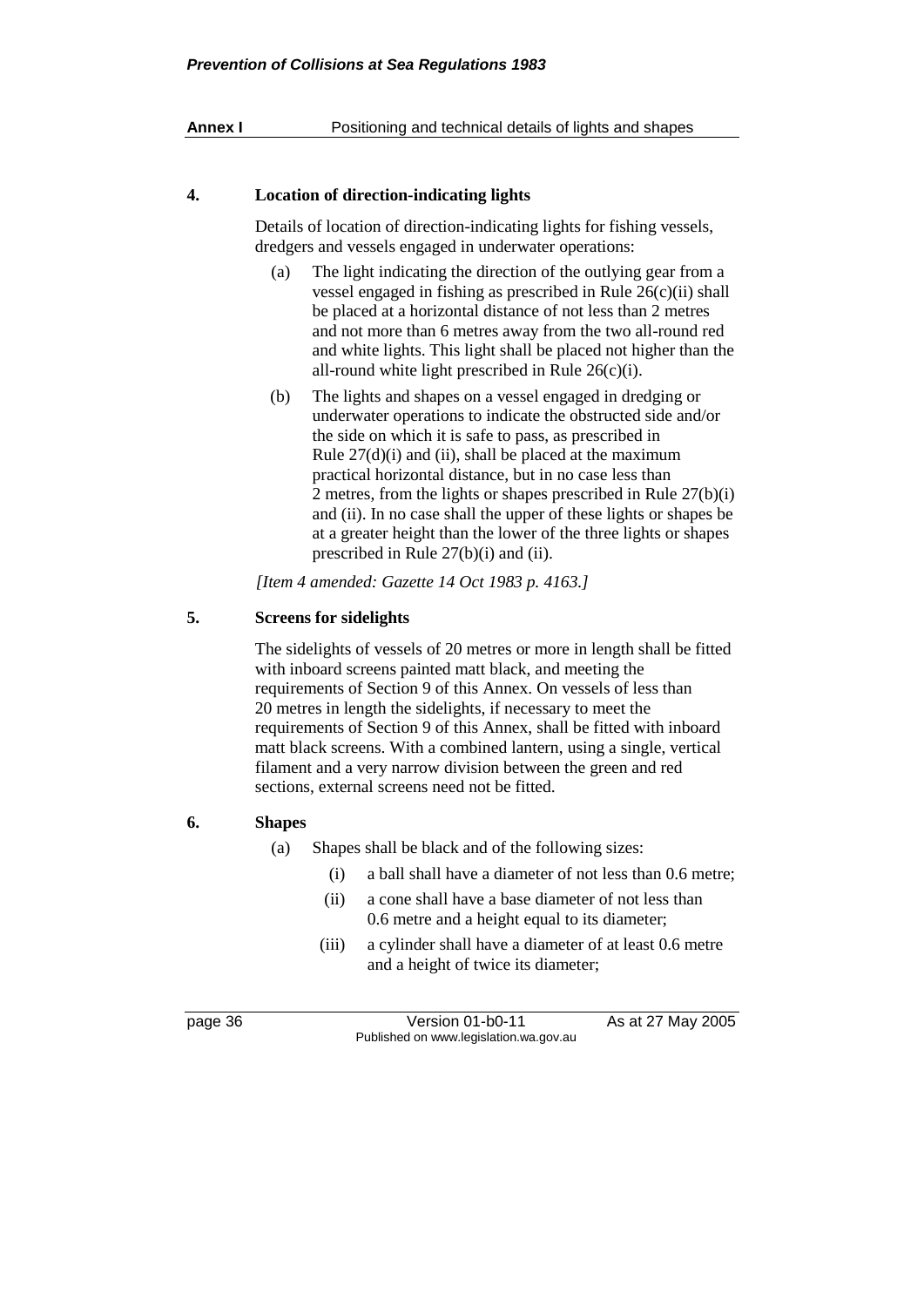## 4. Location of direction-indicating lights

Details of location of direction-indicating lights for fishing vessels, dredgers and vessels engaged in underwater operations:

(a) The light indicating the direction of the outlying gear from a vessel engaged in fishing as prescribed in Rule 26(c)(ii) shall be placed at a horizontal distance of not less than 2 metres and not more than 6 metres away from the two all-round red and white lights. This light shall be placed not higher than the all-round white light prescribed in Rule 26(c)(i).

(b) The lights and shapes on a vessel engaged in dredging or underwater operations to indicate the obstructed side and/or the side on which it is safe to pass, as prescribed in Rule 27(d)(i) and (ii), shall be placed at the maximum practical horizontal distance, but in no case less than 2 metres, from the lights or shapes prescribed in Rule 27(b)(i) and (ii). In no case shall the upper of these lights or shapes be at a greater height than the lower of the three lights or shapes prescribed in Rule 27(b)(i) and (ii).

*[Item 4 amended: Gazette 14 Oct 1983 p. 4163.]*

## 5. Screens for sidelights

The sidelights of vessels of 20 metres or more in length shall be fitted with inboard screens painted matt black, and meeting the requirements of Section 9 of this Annex. On vessels of less than 20 metres in length the sidelights, if necessary to meet the requirements of Section 9 of this Annex, shall be fitted with inboard matt black screens. With a combined lantern, using a single, vertical filament and a very narrow division between the green and red sections, external screens need not be fitted.

## 6. Shapes

(a) Shapes shall be black and of the following sizes:

(i) a ball shall have a diameter of not less than 0.6 metre;

(ii) a cone shall have a base diameter of not less than 0.6 metre and a height equal to its diameter;

(iii) a cylinder shall have a diameter of at least 0.6 metre and a height of twice its diameter;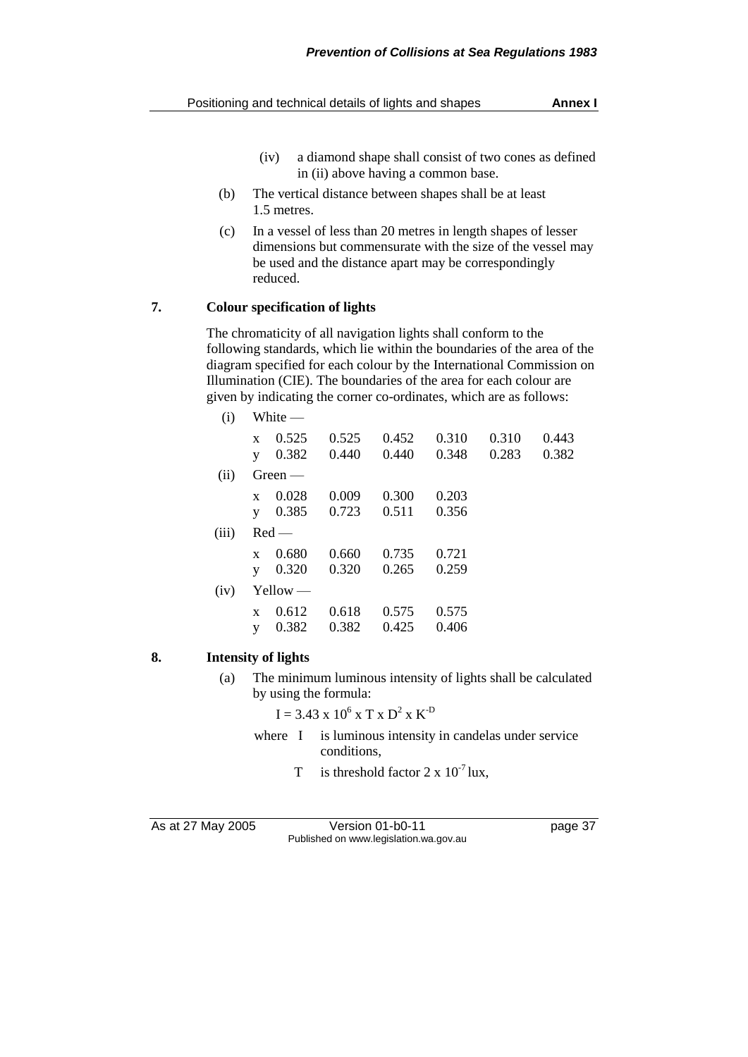(iv) a diamond shape shall consist of two cones as defined in (ii) above having a common base.

(b) The vertical distance between shapes shall be at least 1.5 metres.

(c) In a vessel of less than 20 metres in length shapes of lesser dimensions but commensurate with the size of the vessel may be used and the distance apart may be correspondingly reduced.

## 7. Colour specification of lights

The chromaticity of all navigation lights shall conform to the following standards, which lie within the boundaries of the area of the diagram specified for each colour by the International Commission on Illumination (CIE). The boundaries of the area for each colour are given by indicating the corner co-ordinates, which are as follows:

(i) White —

| | | | | | | |
|---|---|---|---|---|---|---|
| x | 0.525 | 0.525 | 0.452 | 0.310 | 0.310 | 0.443 |
| y | 0.382 | 0.440 | 0.440 | 0.348 | 0.283 | 0.382 |

(ii) Green —

| | | | | |
|---|---|---|---|---|
| x | 0.028 | 0.009 | 0.300 | 0.203 |
| y | 0.385 | 0.723 | 0.511 | 0.356 |

(iii) Red —

| | | | | |
|---|---|---|---|---|
| x | 0.680 | 0.660 | 0.735 | 0.721 |
| y | 0.320 | 0.320 | 0.265 | 0.259 |

(iv) Yellow —

| | | | | |
|---|---|---|---|---|
| x | 0.612 | 0.618 | 0.575 | 0.575 |
| y | 0.382 | 0.382 | 0.425 | 0.406 |

## 8. Intensity of lights

(a) The minimum luminous intensity of lights shall be calculated by using the formula:

$$I = 3.43 \times 10^6 \times T \times D^2 \times K^{-D}$$

where I is luminous intensity in candelas under service conditions,

T is threshold factor $2 \times 10^{-7}$ lux,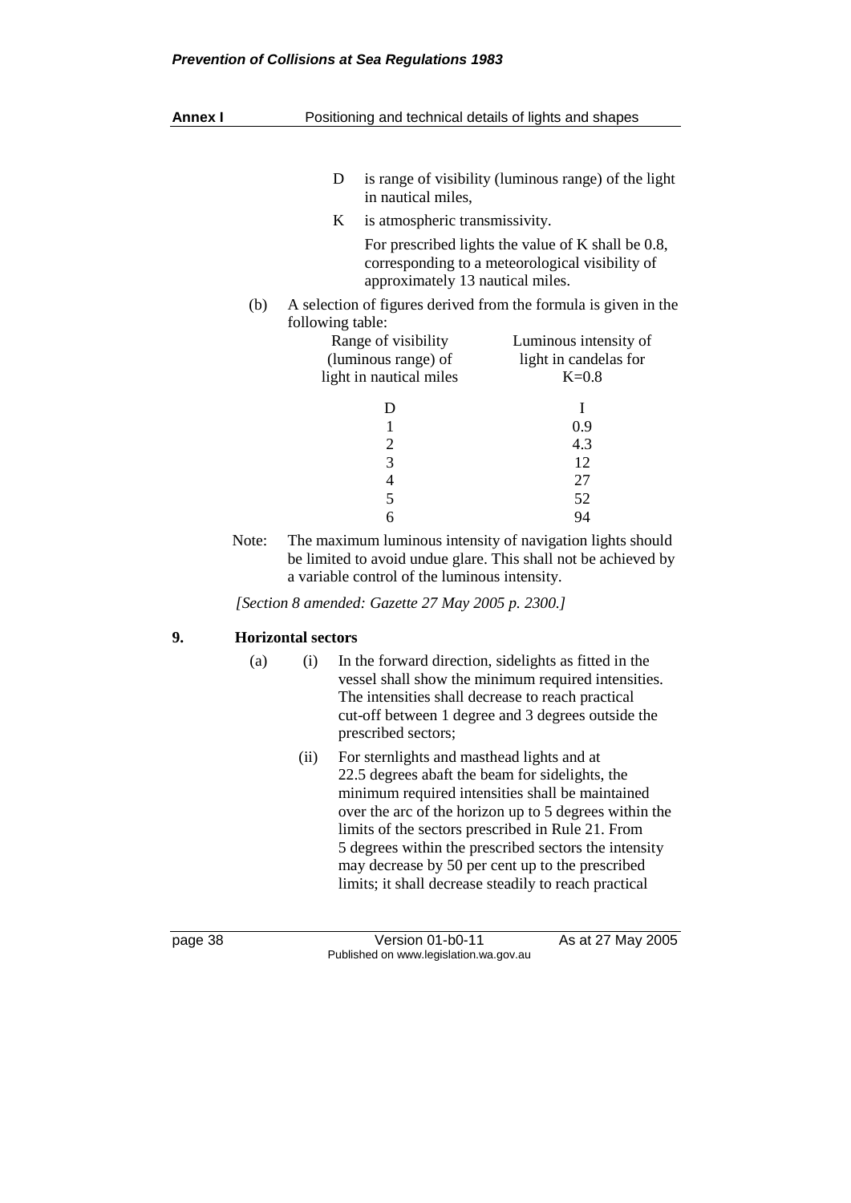D is range of visibility (luminous range) of the light in nautical miles,

K is atmospheric transmissivity.

For prescribed lights the value of K shall be 0.8, corresponding to a meteorological visibility of approximately 13 nautical miles.

(b) A selection of figures derived from the formula is given in the following table:

| Range of visibility (luminous range) of light in nautical miles | Luminous intensity of light in candelas for K=0.8 |
|---|---|
| D | I |
| 1 | 0.9 |
| 2 | 4.3 |
| 3 | 12 |
| 4 | 27 |
| 5 | 52 |
| 6 | 94 |

Note: The maximum luminous intensity of navigation lights should be limited to avoid undue glare. This shall not be achieved by a variable control of the luminous intensity.

*[Section 8 amended: Gazette 27 May 2005 p. 2300.]*

## 9. Horizontal sectors

(a) (i) In the forward direction, sidelights as fitted in the vessel shall show the minimum required intensities. The intensities shall decrease to reach practical cut-off between 1 degree and 3 degrees outside the prescribed sectors;

(ii) For sternlights and masthead lights and at 22.5 degrees abaft the beam for sidelights, the minimum required intensities shall be maintained over the arc of the horizon up to 5 degrees within the limits of the sectors prescribed in Rule 21. From 5 degrees within the prescribed sectors the intensity may decrease by 50 per cent up to the prescribed limits; it shall decrease steadily to reach practical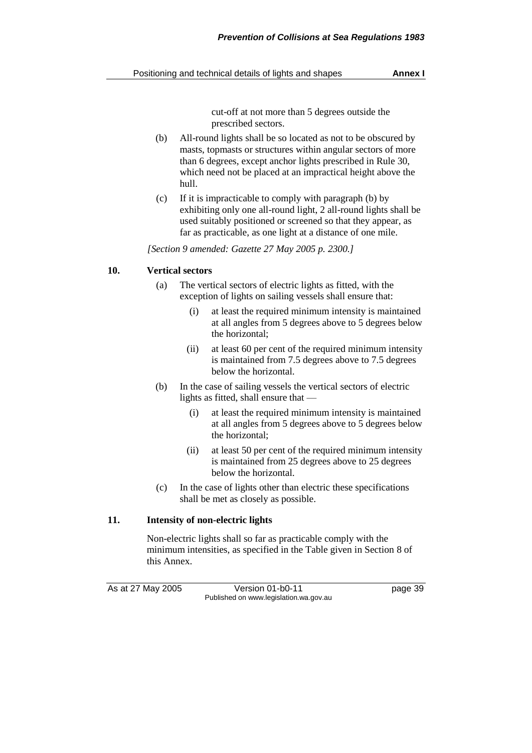cut-off at not more than 5 degrees outside the prescribed sectors.

(b) All-round lights shall be so located as not to be obscured by masts, topmasts or structures within angular sectors of more than 6 degrees, except anchor lights prescribed in Rule 30, which need not be placed at an impractical height above the hull.

(c) If it is impracticable to comply with paragraph (b) by exhibiting only one all-round light, 2 all-round lights shall be used suitably positioned or screened so that they appear, as far as practicable, as one light at a distance of one mile.

*[Section 9 amended: Gazette 27 May 2005 p. 2300.]*

## 10. Vertical sectors

(a) The vertical sectors of electric lights as fitted, with the exception of lights on sailing vessels shall ensure that:

(i) at least the required minimum intensity is maintained at all angles from 5 degrees above to 5 degrees below the horizontal;

(ii) at least 60 per cent of the required minimum intensity is maintained from 7.5 degrees above to 7.5 degrees below the horizontal.

(b) In the case of sailing vessels the vertical sectors of electric lights as fitted, shall ensure that —

(i) at least the required minimum intensity is maintained at all angles from 5 degrees above to 5 degrees below the horizontal;

(ii) at least 50 per cent of the required minimum intensity is maintained from 25 degrees above to 25 degrees below the horizontal.

(c) In the case of lights other than electric these specifications shall be met as closely as possible.

## 11. Intensity of non-electric lights

Non-electric lights shall so far as practicable comply with the minimum intensities, as specified in the Table given in Section 8 of this Annex.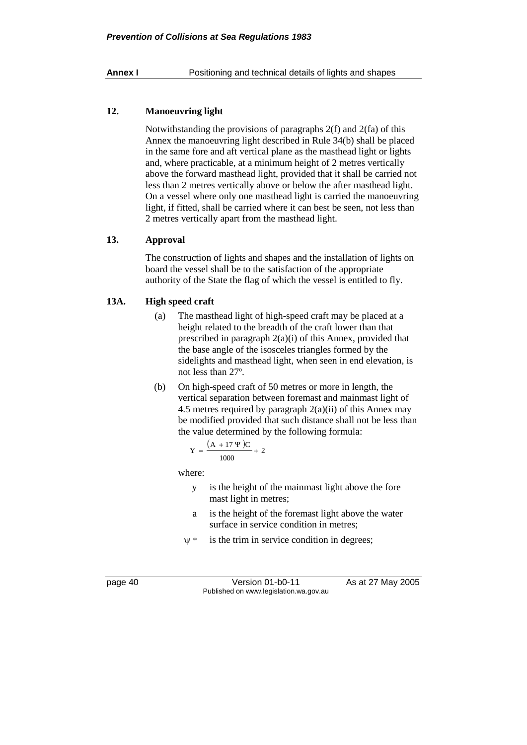## 12. Manoeuvring light

Notwithstanding the provisions of paragraphs 2(f) and 2(fa) of this Annex the manoeuvring light described in Rule 34(b) shall be placed in the same fore and aft vertical plane as the masthead light or lights and, where practicable, at a minimum height of 2 metres vertically above the forward masthead light, provided that it shall be carried not less than 2 metres vertically above or below the after masthead light. On a vessel where only one masthead light is carried the manoeuvring light, if fitted, shall be carried where it can best be seen, not less than 2 metres vertically apart from the masthead light.

## 13. Approval

The construction of lights and shapes and the installation of lights on board the vessel shall be to the satisfaction of the appropriate authority of the State the flag of which the vessel is entitled to fly.

## 13A. High speed craft

(a) The masthead light of high-speed craft may be placed at a height related to the breadth of the craft lower than that prescribed in paragraph 2(a)(i) of this Annex, provided that the base angle of the isosceles triangles formed by the sidelights and masthead light, when seen in end elevation, is not less than 27º.

(b) On high-speed craft of 50 metres or more in length, the vertical separation between foremast and mainmast light of 4.5 metres required by paragraph 2(a)(ii) of this Annex may be modified provided that such distance shall not be less than the value determined by the following formula:

$$Y = \frac{(A + 17\,\Psi)C}{1000} + 2$$

where:

- y is the height of the mainmast light above the fore mast light in metres;
- a is the height of the foremast light above the water surface in service condition in metres;
- $\psi$ * is the trim in service condition in degrees;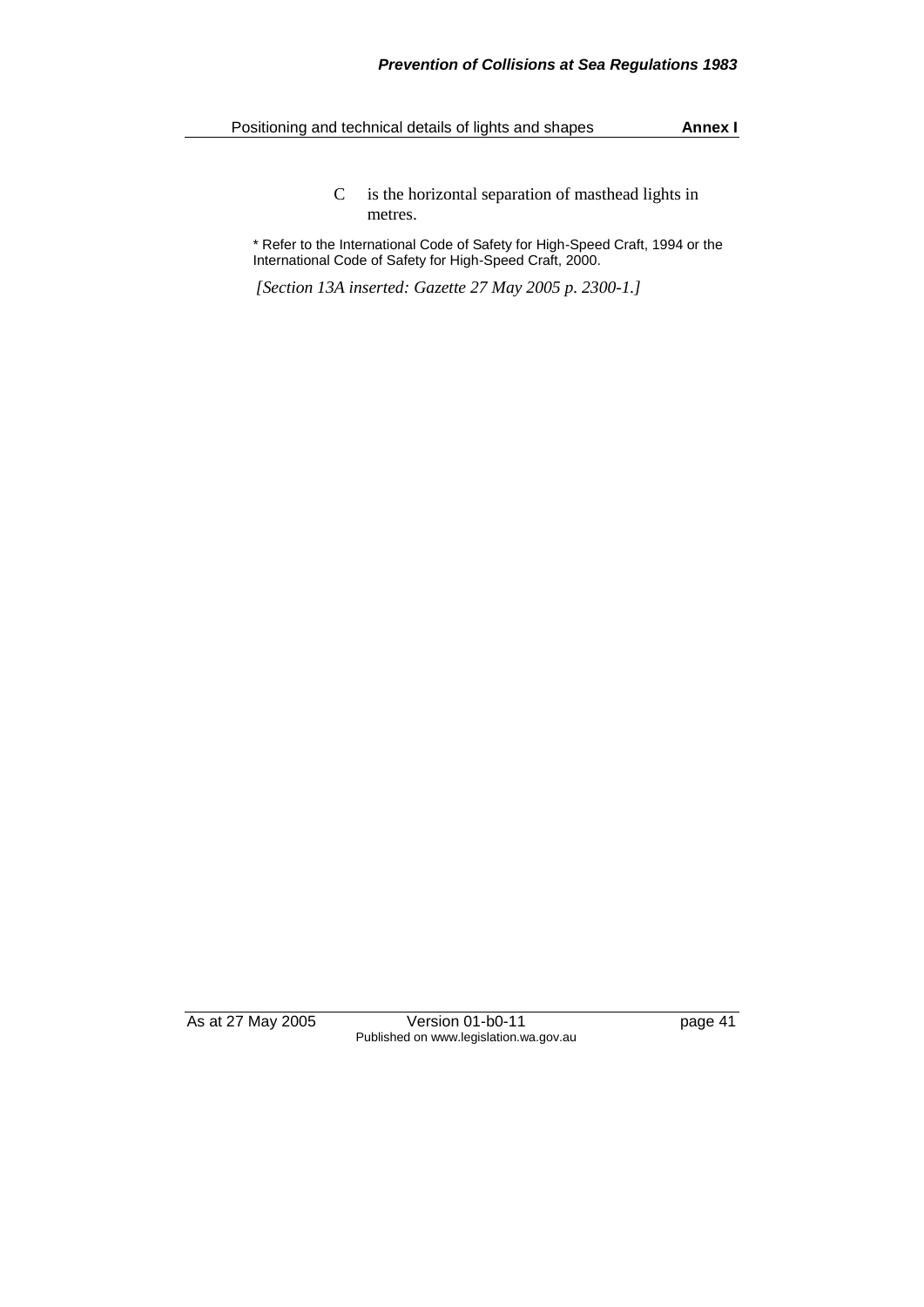C is the horizontal separation of masthead lights in metres.

* Refer to the International Code of Safety for High-Speed Craft, 1994 or the International Code of Safety for High-Speed Craft, 2000.

*[Section 13A inserted: Gazette 27 May 2005 p. 2300-1.]*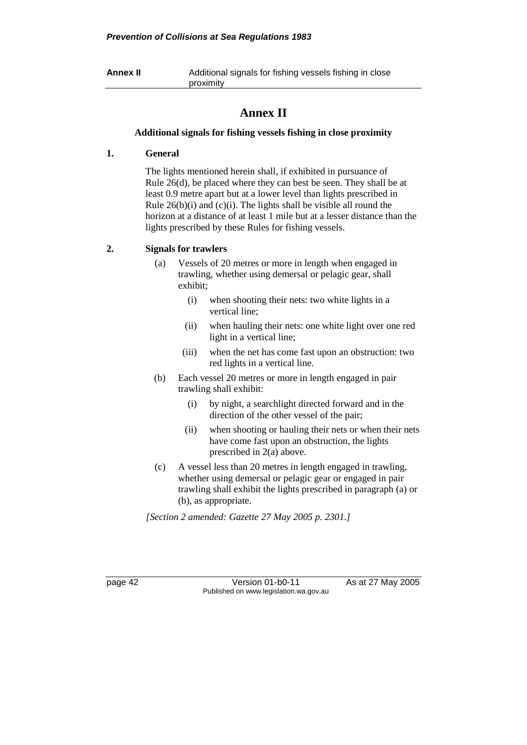# Annex II

## Additional signals for fishing vessels fishing in close proximity

### 1. General

The lights mentioned herein shall, if exhibited in pursuance of Rule 26(d), be placed where they can best be seen. They shall be at least 0.9 metre apart but at a lower level than lights prescribed in Rule 26(b)(i) and (c)(i). The lights shall be visible all round the horizon at a distance of at least 1 mile but at a lesser distance than the lights prescribed by these Rules for fishing vessels.

### 2. Signals for trawlers

(a) Vessels of 20 metres or more in length when engaged in trawling, whether using demersal or pelagic gear, shall exhibit;

   (i) when shooting their nets: two white lights in a vertical line;

   (ii) when hauling their nets: one white light over one red light in a vertical line;

   (iii) when the net has come fast upon an obstruction: two red lights in a vertical line.

(b) Each vessel 20 metres or more in length engaged in pair trawling shall exhibit:

   (i) by night, a searchlight directed forward and in the direction of the other vessel of the pair;

   (ii) when shooting or hauling their nets or when their nets have come fast upon an obstruction, the lights prescribed in 2(a) above.

(c) A vessel less than 20 metres in length engaged in trawling, whether using demersal or pelagic gear or engaged in pair trawling shall exhibit the lights prescribed in paragraph (a) or (b), as appropriate.

*[Section 2 amended: Gazette 27 May 2005 p. 2301.]*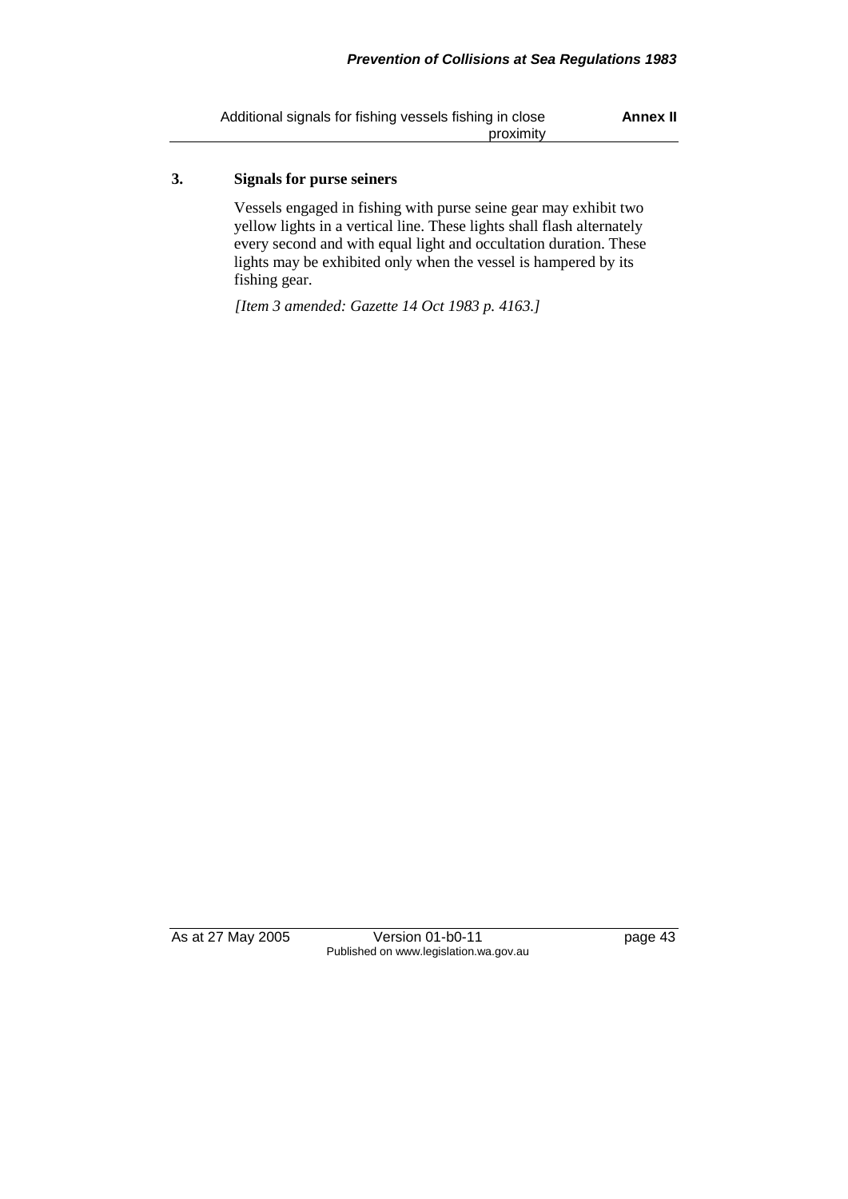### 3. Signals for purse seiners

Vessels engaged in fishing with purse seine gear may exhibit two yellow lights in a vertical line. These lights shall flash alternately every second and with equal light and occultation duration. These lights may be exhibited only when the vessel is hampered by its fishing gear.

*[Item 3 amended: Gazette 14 Oct 1983 p. 4163.]*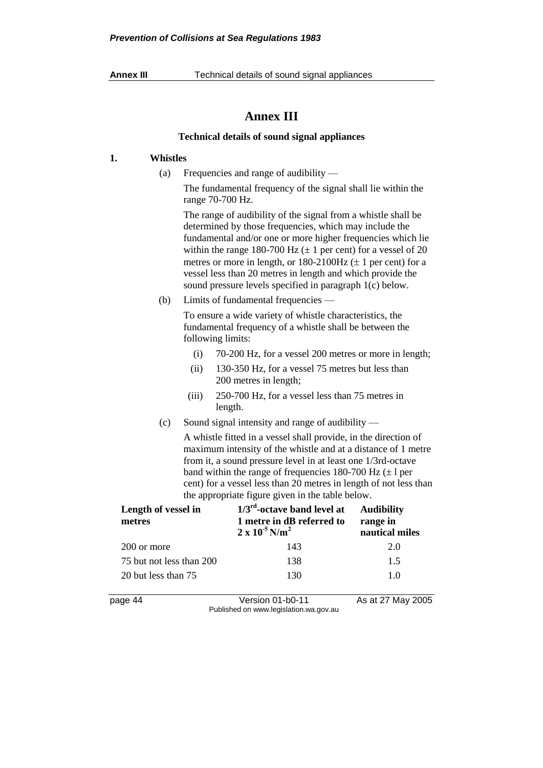# Annex III

### Technical details of sound signal appliances

**1. Whistles**

(a) Frequencies and range of audibility —

The fundamental frequency of the signal shall lie within the range 70-700 Hz.

The range of audibility of the signal from a whistle shall be determined by those frequencies, which may include the fundamental and/or one or more higher frequencies which lie within the range 180-700 Hz (± 1 per cent) for a vessel of 20 metres or more in length, or 180-2100Hz (± 1 per cent) for a vessel less than 20 metres in length and which provide the sound pressure levels specified in paragraph 1(c) below.

(b) Limits of fundamental frequencies —

To ensure a wide variety of whistle characteristics, the fundamental frequency of a whistle shall be between the following limits:

(i) 70-200 Hz, for a vessel 200 metres or more in length;

(ii) 130-350 Hz, for a vessel 75 metres but less than 200 metres in length;

(iii) 250-700 Hz, for a vessel less than 75 metres in length.

(c) Sound signal intensity and range of audibility —

A whistle fitted in a vessel shall provide, in the direction of maximum intensity of the whistle and at a distance of 1 metre from it, a sound pressure level in at least one 1/3rd-octave band within the range of frequencies 180-700 Hz (± l per cent) for a vessel less than 20 metres in length of not less than the appropriate figure given in the table below.

| **Length of vessel in metres** | **1/3$^{rd}$-octave band level at 1 metre in dB referred to $2 \times 10^{-5}$ N/m$^2$** | **Audibility range in nautical miles** |
|---|---|---|
| 200 or more | 143 | 2.0 |
| 75 but not less than 200 | 138 | 1.5 |
| 20 but less than 75 | 130 | 1.0 |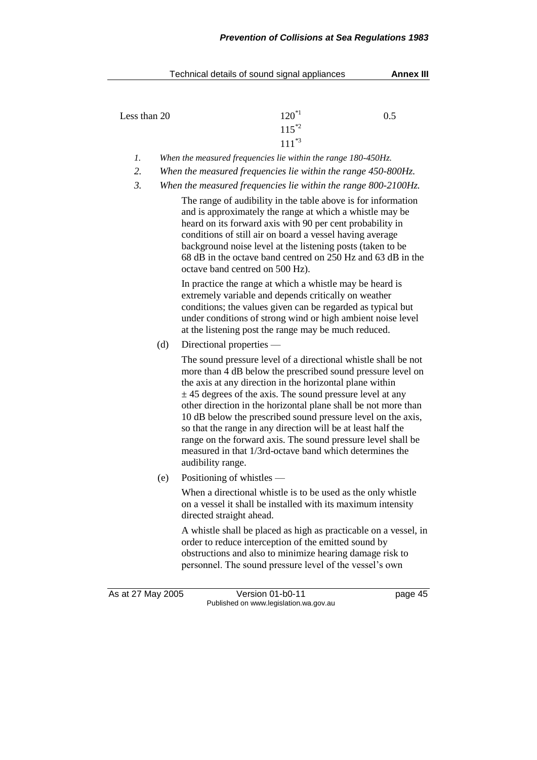| | | |
|---|---|---|
| Less than 20 | 120*1<br>115*2<br>111*3 | 0.5 |

*1. When the measured frequencies lie within the range 180-450Hz.*

*2. When the measured frequencies lie within the range 450-800Hz.*

*3. When the measured frequencies lie within the range 800-2100Hz.*

The range of audibility in the table above is for information and is approximately the range at which a whistle may be heard on its forward axis with 90 per cent probability in conditions of still air on board a vessel having average background noise level at the listening posts (taken to be 68 dB in the octave band centred on 250 Hz and 63 dB in the octave band centred on 500 Hz).

In practice the range at which a whistle may be heard is extremely variable and depends critically on weather conditions; the values given can be regarded as typical but under conditions of strong wind or high ambient noise level at the listening post the range may be much reduced.

(d) Directional properties —

The sound pressure level of a directional whistle shall be not more than 4 dB below the prescribed sound pressure level on the axis at any direction in the horizontal plane within ± 45 degrees of the axis. The sound pressure level at any other direction in the horizontal plane shall be not more than 10 dB below the prescribed sound pressure level on the axis, so that the range in any direction will be at least half the range on the forward axis. The sound pressure level shall be measured in that 1/3rd-octave band which determines the audibility range.

(e) Positioning of whistles —

When a directional whistle is to be used as the only whistle on a vessel it shall be installed with its maximum intensity directed straight ahead.

A whistle shall be placed as high as practicable on a vessel, in order to reduce interception of the emitted sound by obstructions and also to minimize hearing damage risk to personnel. The sound pressure level of the vessel's own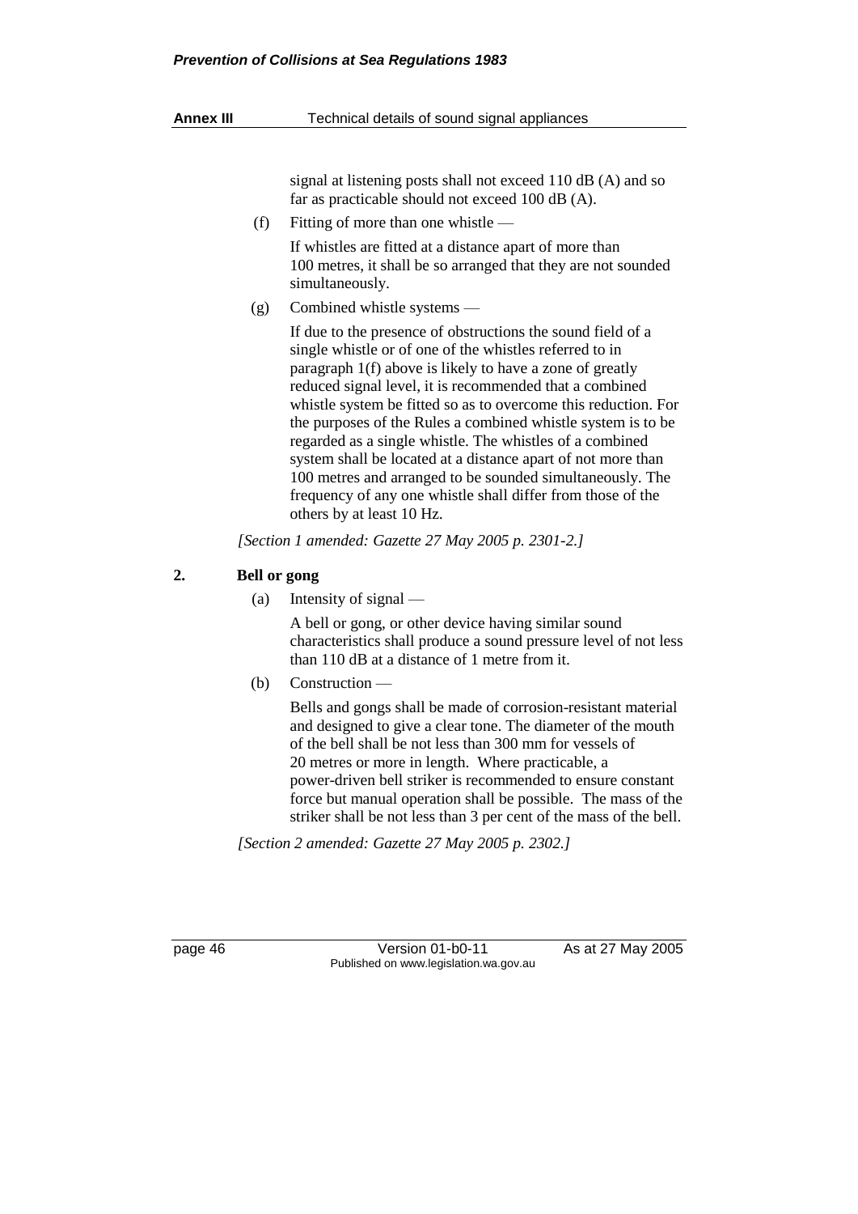signal at listening posts shall not exceed 110 dB (A) and so far as practicable should not exceed 100 dB (A).

(f) Fitting of more than one whistle —

If whistles are fitted at a distance apart of more than 100 metres, it shall be so arranged that they are not sounded simultaneously.

(g) Combined whistle systems —

If due to the presence of obstructions the sound field of a single whistle or of one of the whistles referred to in paragraph 1(f) above is likely to have a zone of greatly reduced signal level, it is recommended that a combined whistle system be fitted so as to overcome this reduction. For the purposes of the Rules a combined whistle system is to be regarded as a single whistle. The whistles of a combined system shall be located at a distance apart of not more than 100 metres and arranged to be sounded simultaneously. The frequency of any one whistle shall differ from those of the others by at least 10 Hz.

*[Section 1 amended: Gazette 27 May 2005 p. 2301-2.]*

**2. Bell or gong**

(a) Intensity of signal —

A bell or gong, or other device having similar sound characteristics shall produce a sound pressure level of not less than 110 dB at a distance of 1 metre from it.

(b) Construction —

Bells and gongs shall be made of corrosion-resistant material and designed to give a clear tone. The diameter of the mouth of the bell shall be not less than 300 mm for vessels of 20 metres or more in length. Where practicable, a power-driven bell striker is recommended to ensure constant force but manual operation shall be possible. The mass of the striker shall be not less than 3 per cent of the mass of the bell.

*[Section 2 amended: Gazette 27 May 2005 p. 2302.]*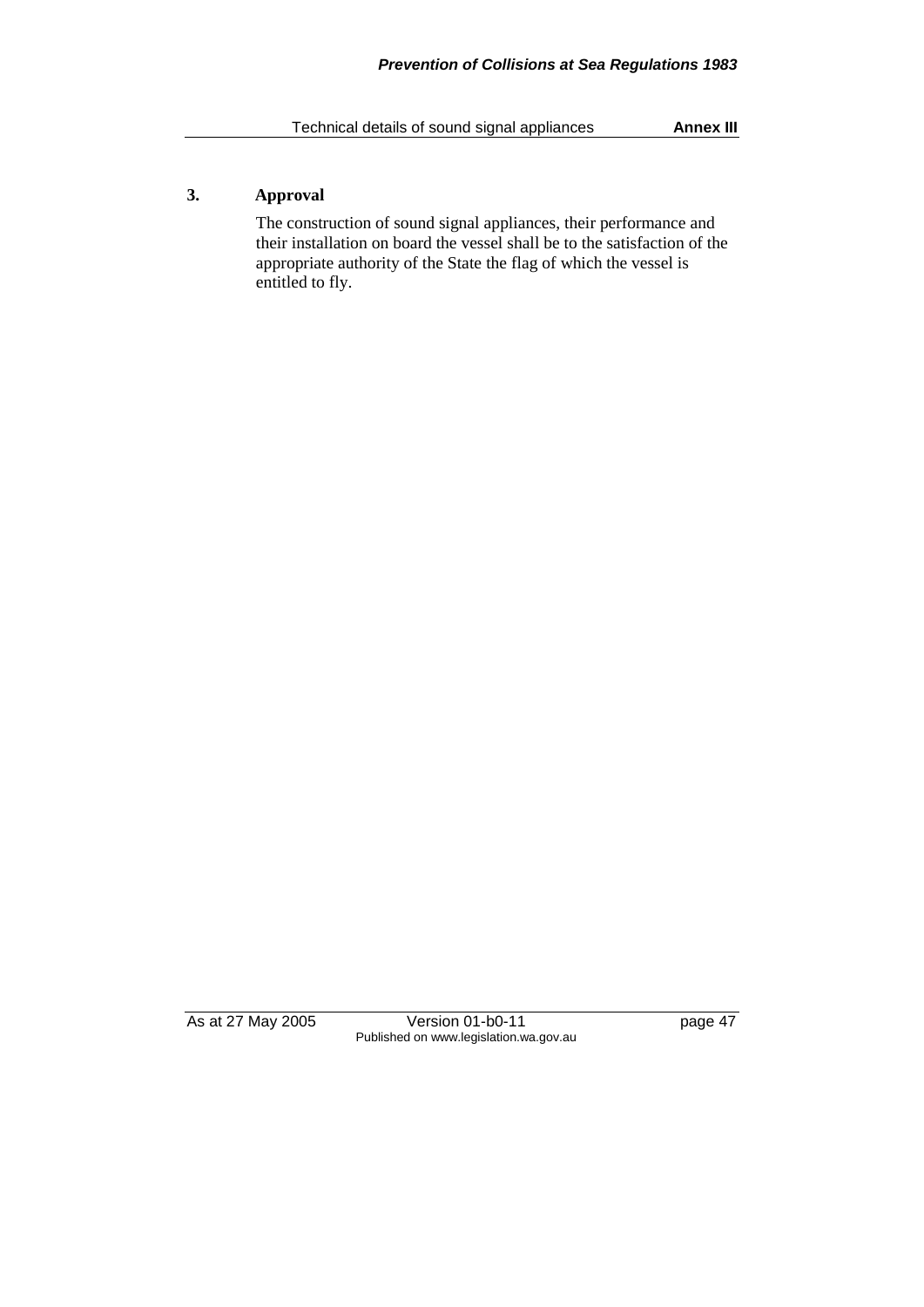## 3. Approval

The construction of sound signal appliances, their performance and their installation on board the vessel shall be to the satisfaction of the appropriate authority of the State the flag of which the vessel is entitled to fly.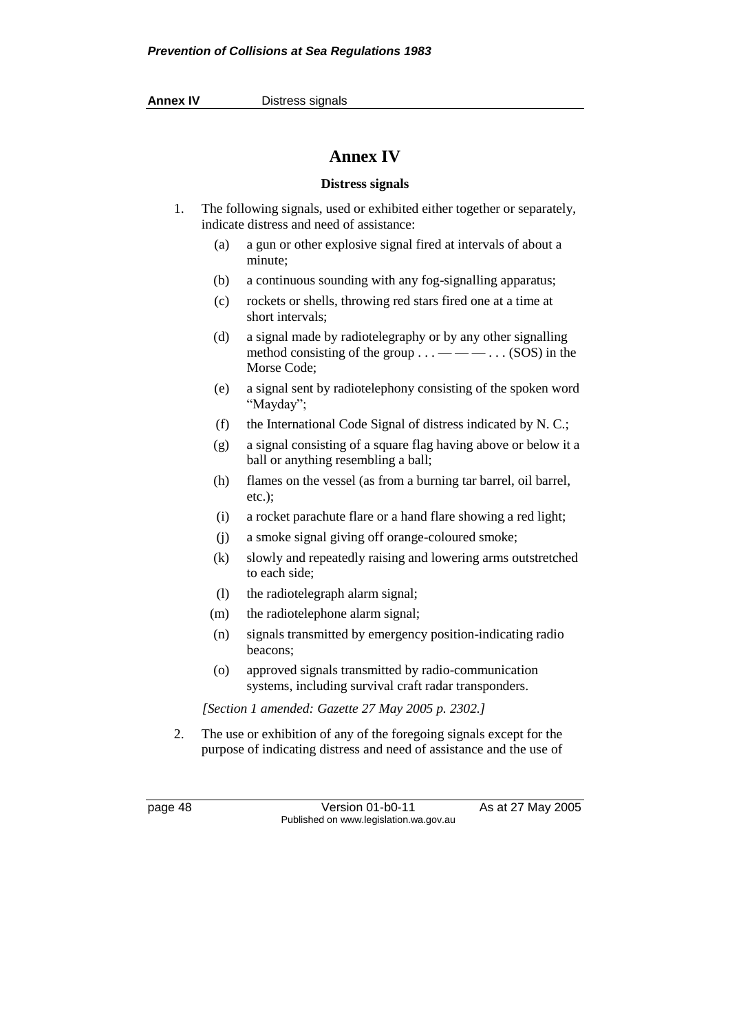# Annex IV

### Distress signals

1. The following signals, used or exhibited either together or separately, indicate distress and need of assistance:

    (a) a gun or other explosive signal fired at intervals of about a minute;

    (b) a continuous sounding with any fog-signalling apparatus;

    (c) rockets or shells, throwing red stars fired one at a time at short intervals;

    (d) a signal made by radiotelegraphy or by any other signalling method consisting of the group . . . — — — . . . (SOS) in the Morse Code;

    (e) a signal sent by radiotelephony consisting of the spoken word "Mayday";

    (f) the International Code Signal of distress indicated by N. C.;

    (g) a signal consisting of a square flag having above or below it a ball or anything resembling a ball;

    (h) flames on the vessel (as from a burning tar barrel, oil barrel, etc.);

    (i) a rocket parachute flare or a hand flare showing a red light;

    (j) a smoke signal giving off orange-coloured smoke;

    (k) slowly and repeatedly raising and lowering arms outstretched to each side;

    (l) the radiotelegraph alarm signal;

    (m) the radiotelephone alarm signal;

    (n) signals transmitted by emergency position-indicating radio beacons;

    (o) approved signals transmitted by radio-communication systems, including survival craft radar transponders.

    *[Section 1 amended: Gazette 27 May 2005 p. 2302.]*

2. The use or exhibition of any of the foregoing signals except for the purpose of indicating distress and need of assistance and the use of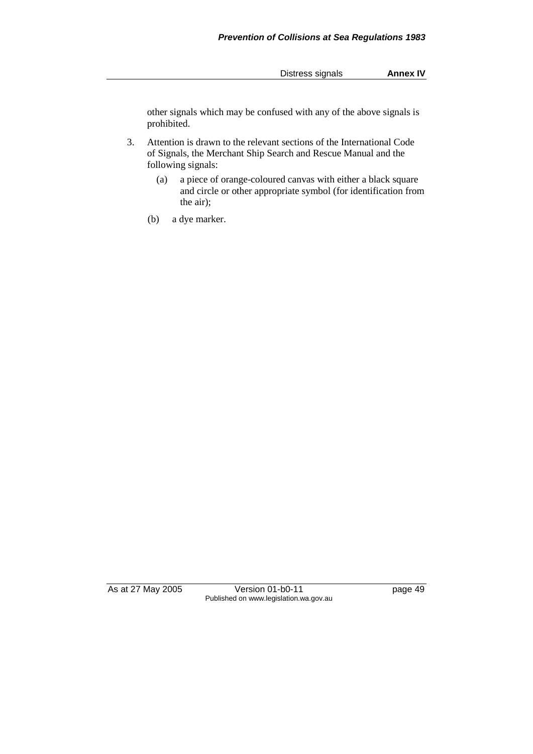other signals which may be confused with any of the above signals is prohibited.

3. Attention is drawn to the relevant sections of the International Code of Signals, the Merchant Ship Search and Rescue Manual and the following signals:

   (a) a piece of orange-coloured canvas with either a black square and circle or other appropriate symbol (for identification from the air);

   (b) a dye marker.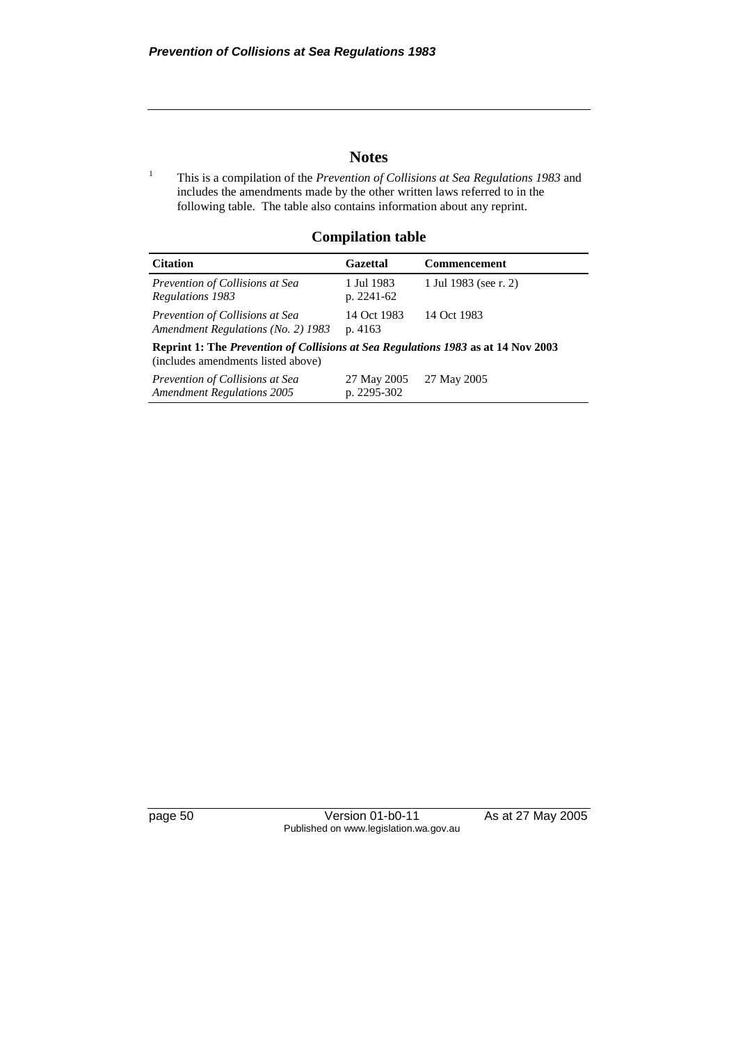## Notes

[1] This is a compilation of the *Prevention of Collisions at Sea Regulations 1983* and includes the amendments made by the other written laws referred to in the following table. The table also contains information about any reprint.

### Compilation table

| Citation | Gazettal | Commencement |
|---|---|---|
| *Prevention of Collisions at Sea Regulations 1983* | 1 Jul 1983 p. 2241-62 | 1 Jul 1983 (see r. 2) |
| *Prevention of Collisions at Sea Amendment Regulations (No. 2) 1983* | 14 Oct 1983 p. 4163 | 14 Oct 1983 |
| **Reprint 1: The *Prevention of Collisions at Sea Regulations 1983* as at 14 Nov 2003** (includes amendments listed above) | | |
| *Prevention of Collisions at Sea Amendment Regulations 2005* | 27 May 2005 p. 2295-302 | 27 May 2005 |